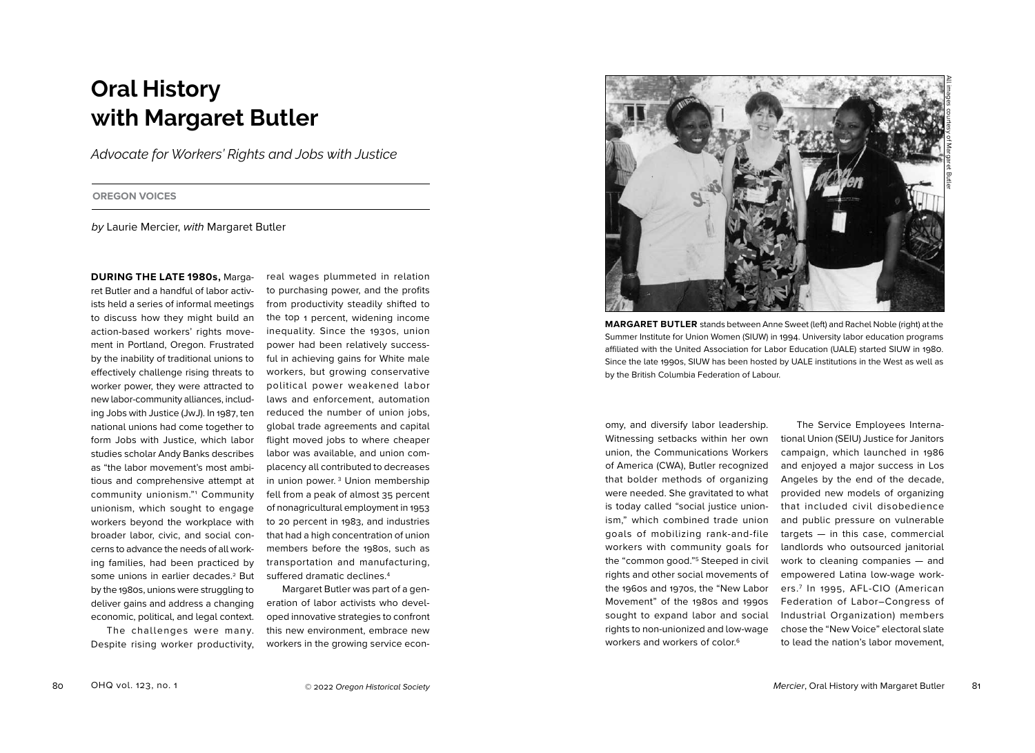# Oral History with Margaret Butler

*Advocate for Workers' Rights and Jobs with Justice*

**OREGON VOICES**

*by* Laurie Mercier, *with* Margaret Butler

**DURING THE LATE 1980s,** Margaret Butler and a handful of labor activists held a series of informal meetings to discuss how they might build an action-based workers' rights movement in Portland, Oregon. Frustrated by the inability of traditional unions to effectively challenge rising threats to worker power, they were attracted to new labor-community alliances, including Jobs with Justice (JwJ). In 1987, ten national unions had come together to form Jobs with Justice, which labor studies scholar Andy Banks describes as "the labor movement's most ambitious and comprehensive attempt at community unionism."[1] Community unionism, which sought to engage workers beyond the workplace with broader labor, civic, and social concerns to advance the needs of all working families, had been practiced by some unions in earlier decades.[2] But by the 1980s, unions were struggling to deliver gains and address a changing economic, political, and legal context.

The challenges were many. Despite rising worker productivity, real wages plummeted in relation to purchasing power, and the profits from productivity steadily shifted to the top 1 percent, widening income inequality. Since the 1930s, union power had been relatively successful in achieving gains for White male workers, but growing conservative political power weakened labor laws and enforcement, automation reduced the number of union jobs, global trade agreements and capital flight moved jobs to where cheaper labor was available, and union complacency all contributed to decreases in union power.[3] Union membership fell from a peak of almost 35 percent of nonagricultural employment in 1953 to 20 percent in 1983, and industries that had a high concentration of union members before the 1980s, such as transportation and manufacturing, suffered dramatic declines.[4]

Margaret Butler was part of a generation of labor activists who developed innovative strategies to confront this new environment, embrace new workers in the growing service economy, and diversify labor leadership. Witnessing setbacks within her own union, the Communications Workers of America (CWA), Butler recognized that bolder methods of organizing were needed. She gravitated to what is today called "social justice unionism," which combined trade union goals of mobilizing rank-and-file workers with community goals for the "common good."[5] Steeped in civil rights and other social movements of the 1960s and 1970s, the "New Labor Movement" of the 1980s and 1990s sought to expand labor and social rights to non-unionized and low-wage workers and workers of color.[6]

The Service Employees International Union (SEIU) Justice for Janitors campaign, which launched in 1986 and enjoyed a major success in Los Angeles by the end of the decade, provided new models of organizing that included civil disobedience and public pressure on vulnerable targets — in this case, commercial landlords who outsourced janitorial work to cleaning companies — and empowered Latina low-wage workers.[7] In 1995, AFL-CIO (American Federation of Labor–Congress of Industrial Organization) members chose the "New Voice" electoral slate to lead the nation's labor movement,

All images courtesy of Margaret Butler

**MARGARET BUTLER** stands between Anne Sweet (left) and Rachel Noble (right) at the Summer Institute for Union Women (SIUW) in 1994. University labor education programs affiliated with the United Association for Labor Education (UALE) started SIUW in 1980. Since the late 1990s, SIUW has been hosted by UALE institutions in the West as well as by the British Columbia Federation of Labour.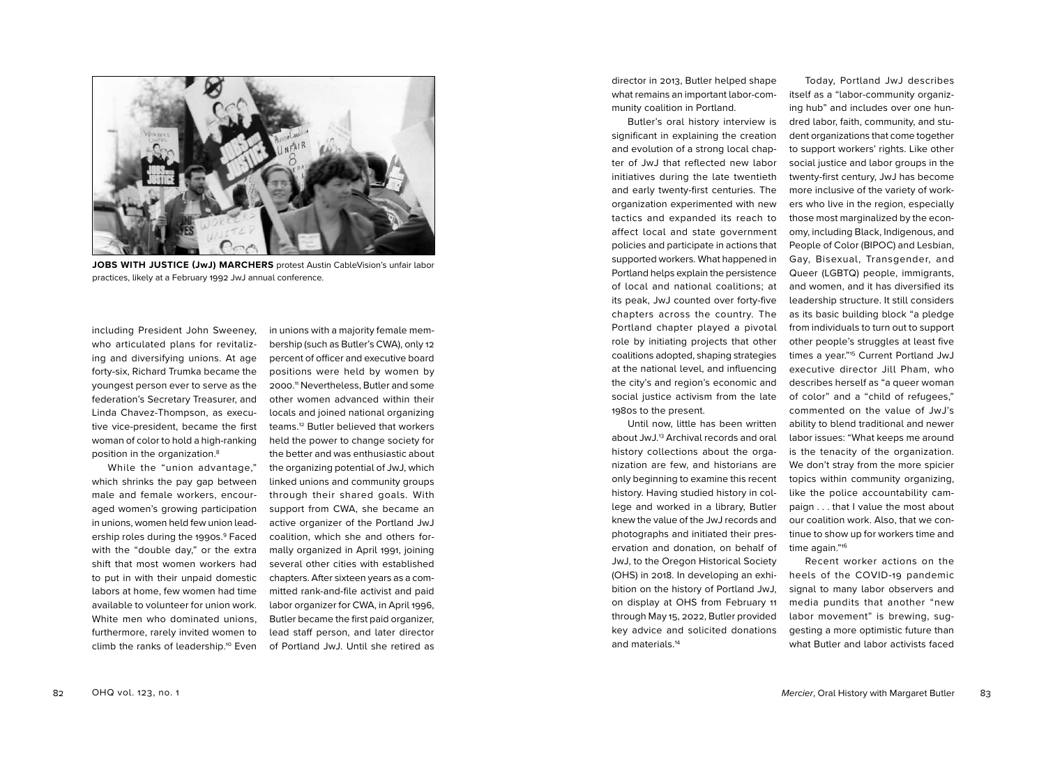**JOBS WITH JUSTICE (JwJ) MARCHERS** protest Austin CableVision's unfair labor practices, likely at a February 1992 JwJ annual conference.

including President John Sweeney, who articulated plans for revitalizing and diversifying unions. At age forty-six, Richard Trumka became the youngest person ever to serve as the federation's Secretary Treasurer, and Linda Chavez-Thompson, as executive vice-president, became the first woman of color to hold a high-ranking position in the organization.[8]

While the "union advantage," which shrinks the pay gap between male and female workers, encouraged women's growing participation in unions, women held few union leadership roles during the 1990s.[9] Faced with the "double day," or the extra shift that most women workers had to put in with their unpaid domestic labors at home, few women had time available to volunteer for union work. White men who dominated unions, furthermore, rarely invited women to climb the ranks of leadership.[10] Even in unions with a majority female membership (such as Butler's CWA), only 12 percent of officer and executive board positions were held by women by 2000.[11] Nevertheless, Butler and some other women advanced within their locals and joined national organizing teams.[12] Butler believed that workers held the power to change society for the better and was enthusiastic about the organizing potential of JwJ, which linked unions and community groups through their shared goals. With support from CWA, she became an active organizer of the Portland JwJ coalition, which she and others formally organized in April 1991, joining several other cities with established chapters. After sixteen years as a committed rank-and-file activist and paid labor organizer for CWA, in April 1996, Butler became the first paid organizer, lead staff person, and later director of Portland JwJ. Until she retired as director in 2013, Butler helped shape what remains an important labor-community coalition in Portland.

Butler's oral history interview is significant in explaining the creation and evolution of a strong local chapter of JwJ that reflected new labor initiatives during the late twentieth and early twenty-first centuries. The organization experimented with new tactics and expanded its reach to affect local and state government policies and participate in actions that supported workers. What happened in Portland helps explain the persistence of local and national coalitions; at its peak, JwJ counted over forty-five chapters across the country. The Portland chapter played a pivotal role by initiating projects that other coalitions adopted, shaping strategies at the national level, and influencing the city's and region's economic and social justice activism from the late 1980s to the present.

Until now, little has been written about JwJ.[13] Archival records and oral history collections about the organization are few, and historians are only beginning to examine this recent history. Having studied history in college and worked in a library, Butler knew the value of the JwJ records and photographs and initiated their preservation and donation, on behalf of JwJ, to the Oregon Historical Society (OHS) in 2018. In developing an exhibition on the history of Portland JwJ, on display at OHS from February 11 through May 15, 2022, Butler provided key advice and solicited donations and materials.[14]

Today, Portland JwJ describes itself as a "labor-community organizing hub" and includes over one hundred labor, faith, community, and student organizations that come together to support workers' rights. Like other social justice and labor groups in the twenty-first century, JwJ has become more inclusive of the variety of workers who live in the region, especially those most marginalized by the economy, including Black, Indigenous, and People of Color (BIPOC) and Lesbian, Gay, Bisexual, Transgender, and Queer (LGBTQ) people, immigrants, and women, and it has diversified its leadership structure. It still considers as its basic building block "a pledge from individuals to turn out to support other people's struggles at least five times a year."[15] Current Portland JwJ executive director Jill Pham, who describes herself as "a queer woman of color" and a "child of refugees," commented on the value of JwJ's ability to blend traditional and newer labor issues: "What keeps me around is the tenacity of the organization. We don't stray from the more spicier topics within community organizing, like the police accountability campaign . . . that I value the most about our coalition work. Also, that we continue to show up for workers time and time again."[16]

Recent worker actions on the heels of the COVID-19 pandemic signal to many labor observers and media pundits that another "new labor movement" is brewing, suggesting a more optimistic future than what Butler and labor activists faced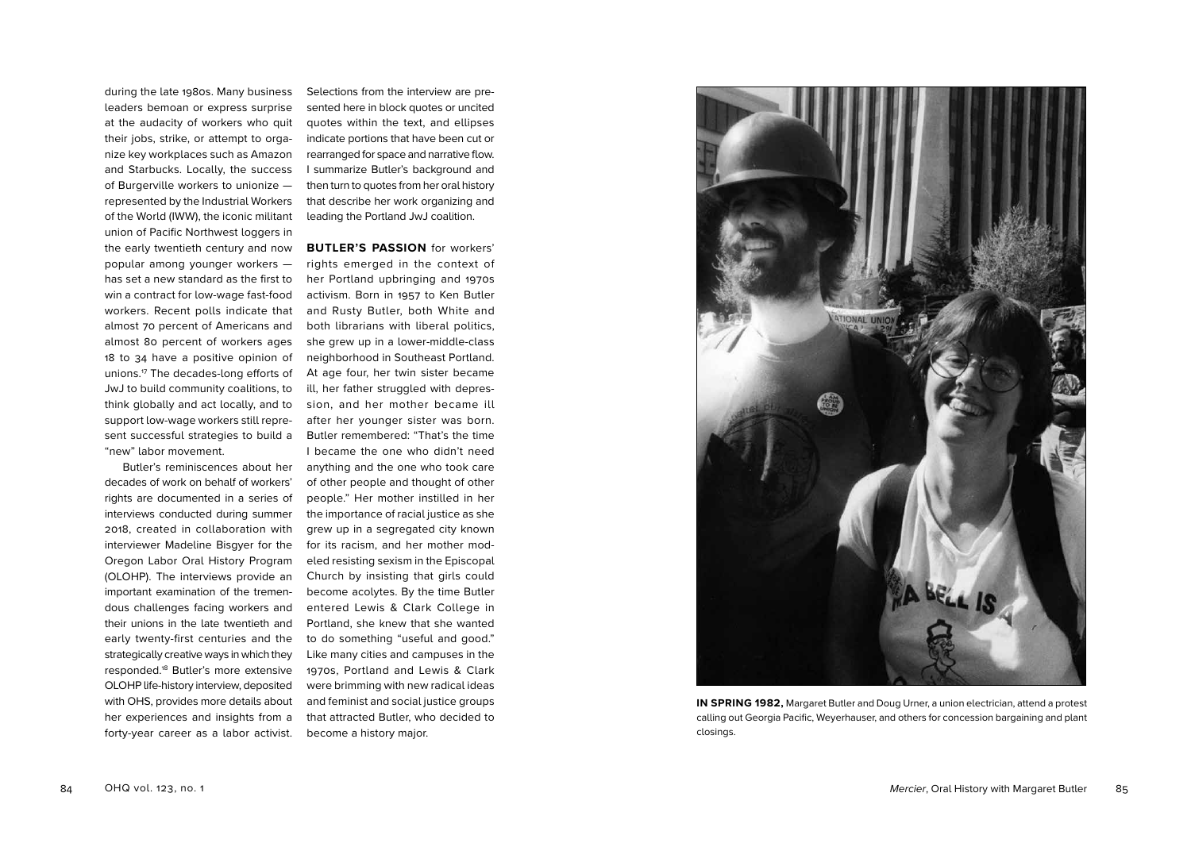during the late 1980s. Many business leaders bemoan or express surprise at the audacity of workers who quit their jobs, strike, or attempt to organize key workplaces such as Amazon and Starbucks. Locally, the success of Burgerville workers to unionize — represented by the Industrial Workers of the World (IWW), the iconic militant union of Pacific Northwest loggers in the early twentieth century and now popular among younger workers — has set a new standard as the first to win a contract for low-wage fast-food workers. Recent polls indicate that almost 70 percent of Americans and almost 80 percent of workers ages 18 to 34 have a positive opinion of unions.[17] The decades-long efforts of JwJ to build community coalitions, to think globally and act locally, and to support low-wage workers still represent successful strategies to build a "new" labor movement.

Butler's reminiscences about her decades of work on behalf of workers' rights are documented in a series of interviews conducted during summer 2018, created in collaboration with interviewer Madeline Bisgyer for the Oregon Labor Oral History Program (OLOHP). The interviews provide an important examination of the tremendous challenges facing workers and their unions in the late twentieth and early twenty-first centuries and the strategically creative ways in which they responded.[18] Butler's more extensive OLOHP life-history interview, deposited with OHS, provides more details about her experiences and insights from a forty-year career as a labor activist. Selections from the interview are presented here in block quotes or uncited quotes within the text, and ellipses indicate portions that have been cut or rearranged for space and narrative flow. I summarize Butler's background and then turn to quotes from her oral history that describe her work organizing and leading the Portland JwJ coalition.

**BUTLER'S PASSION** for workers' rights emerged in the context of her Portland upbringing and 1970s activism. Born in 1957 to Ken Butler and Rusty Butler, both White and both librarians with liberal politics, she grew up in a lower-middle-class neighborhood in Southeast Portland. At age four, her twin sister became ill, her father struggled with depression, and her mother became ill after her younger sister was born. Butler remembered: "That's the time I became the one who didn't need anything and the one who took care of other people and thought of other people." Her mother instilled in her the importance of racial justice as she grew up in a segregated city known for its racism, and her mother modeled resisting sexism in the Episcopal Church by insisting that girls could become acolytes. By the time Butler entered Lewis & Clark College in Portland, she knew that she wanted to do something "useful and good." Like many cities and campuses in the 1970s, Portland and Lewis & Clark were brimming with new radical ideas and feminist and social justice groups that attracted Butler, who decided to become a history major.

**IN SPRING 1982,** Margaret Butler and Doug Urner, a union electrician, attend a protest calling out Georgia Pacific, Weyerhauser, and others for concession bargaining and plant closings.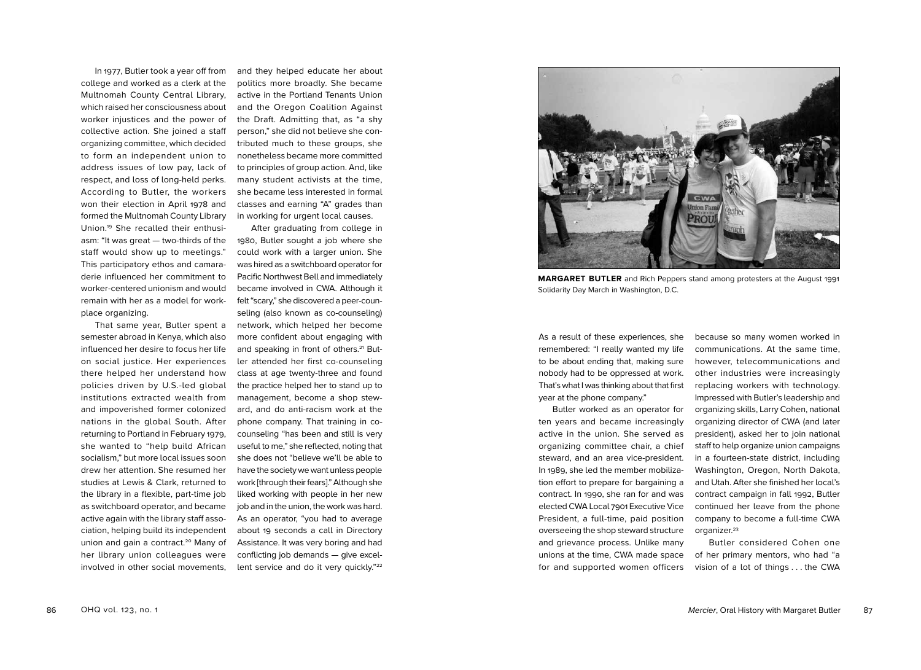In 1977, Butler took a year off from college and worked as a clerk at the Multnomah County Central Library, which raised her consciousness about worker injustices and the power of collective action. She joined a staff organizing committee, which decided to form an independent union to address issues of low pay, lack of respect, and loss of long-held perks. According to Butler, the workers won their election in April 1978 and formed the Multnomah County Library Union.[19] She recalled their enthusiasm: "It was great — two-thirds of the staff would show up to meetings." This participatory ethos and camaraderie influenced her commitment to worker-centered unionism and would remain with her as a model for workplace organizing.

That same year, Butler spent a semester abroad in Kenya, which also influenced her desire to focus her life on social justice. Her experiences there helped her understand how policies driven by U.S.-led global institutions extracted wealth from and impoverished former colonized nations in the global South. After returning to Portland in February 1979, she wanted to "help build African socialism," but more local issues soon drew her attention. She resumed her studies at Lewis & Clark, returned to the library in a flexible, part-time job as switchboard operator, and became active again with the library staff association, helping build its independent union and gain a contract.[20] Many of her library union colleagues were involved in other social movements, and they helped educate her about politics more broadly. She became active in the Portland Tenants Union and the Oregon Coalition Against the Draft. Admitting that, as "a shy person," she did not believe she contributed much to these groups, she nonetheless became more committed to principles of group action. And, like many student activists at the time, she became less interested in formal classes and earning "A" grades than in working for urgent local causes.

After graduating from college in 1980, Butler sought a job where she could work with a larger union. She was hired as a switchboard operator for Pacific Northwest Bell and immediately became involved in CWA. Although it felt "scary," she discovered a peer-counseling (also known as co-counseling) network, which helped her become more confident about engaging with and speaking in front of others.[21] Butler attended her first co-counseling class at age twenty-three and found the practice helped her to stand up to management, become a shop steward, and do anti-racism work at the phone company. That training in co-counseling "has been and still is very useful to me," she reflected, noting that she does not "believe we'll be able to have the society we want unless people work [through their fears]." Although she liked working with people in her new job and in the union, the work was hard. As an operator, "you had to average about 19 seconds a call in Directory Assistance. It was very boring and had conflicting job demands — give excellent service and do it very quickly."[22]

**MARGARET BUTLER** and Rich Peppers stand among protesters at the August 1991 Solidarity Day March in Washington, D.C.

As a result of these experiences, she remembered: "I really wanted my life to be about ending that, making sure nobody had to be oppressed at work. That's what I was thinking about that first year at the phone company."

Butler worked as an operator for ten years and became increasingly active in the union. She served as organizing committee chair, a chief steward, and an area vice-president. In 1989, she led the member mobilization effort to prepare for bargaining a contract. In 1990, she ran for and was elected CWA Local 7901 Executive Vice President, a full-time, paid position overseeing the shop steward structure and grievance process. Unlike many unions at the time, CWA made space for and supported women officers because so many women worked in communications. At the same time, however, telecommunications and other industries were increasingly replacing workers with technology. Impressed with Butler's leadership and organizing skills, Larry Cohen, national organizing director of CWA (and later president), asked her to join national staff to help organize union campaigns in a fourteen-state district, including Washington, Oregon, North Dakota, and Utah. After she finished her local's contract campaign in fall 1992, Butler continued her leave from the phone company to become a full-time CWA organizer.[23]

Butler considered Cohen one of her primary mentors, who had "a vision of a lot of things . . . the CWA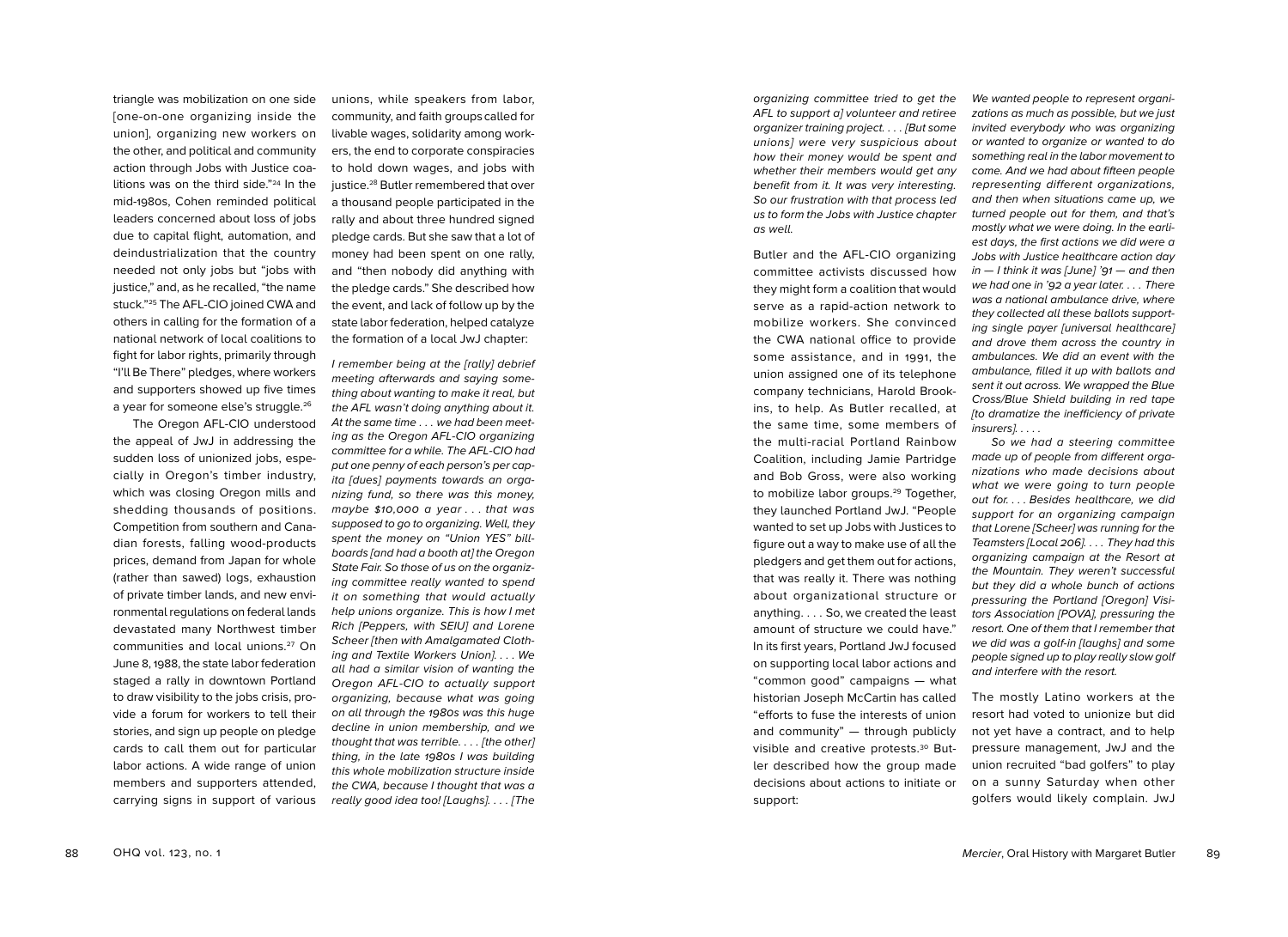triangle was mobilization on one side [one-on-one organizing inside the union], organizing new workers on the other, and political and community action through Jobs with Justice coalitions was on the third side."[24] In the mid-1980s, Cohen reminded political leaders concerned about loss of jobs due to capital flight, automation, and deindustrialization that the country needed not only jobs but "jobs with justice," and, as he recalled, "the name stuck."[25] The AFL-CIO joined CWA and others in calling for the formation of a national network of local coalitions to fight for labor rights, primarily through "I'll Be There" pledges, where workers and supporters showed up five times a year for someone else's struggle.[26]

The Oregon AFL-CIO understood the appeal of JwJ in addressing the sudden loss of unionized jobs, especially in Oregon's timber industry, which was closing Oregon mills and shedding thousands of positions. Competition from southern and Canadian forests, falling wood-products prices, demand from Japan for whole (rather than sawed) logs, exhaustion of private timber lands, and new environmental regulations on federal lands devastated many Northwest timber communities and local unions.[27] On June 8, 1988, the state labor federation staged a rally in downtown Portland to draw visibility to the jobs crisis, provide a forum for workers to tell their stories, and sign up people on pledge cards to call them out for particular labor actions. A wide range of union members and supporters attended, carrying signs in support of various unions, while speakers from labor, community, and faith groups called for livable wages, solidarity among workers, the end to corporate conspiracies to hold down wages, and jobs with justice.[28] Butler remembered that over a thousand people participated in the rally and about three hundred signed pledge cards. But she saw that a lot of money had been spent on one rally, and "then nobody did anything with the pledge cards." She described how the event, and lack of follow up by the state labor federation, helped catalyze the formation of a local JwJ chapter:

*I remember being at the [rally] debrief meeting afterwards and saying something about wanting to make it real, but the AFL wasn't doing anything about it. At the same time . . . we had been meeting as the Oregon AFL-CIO organizing committee for a while. The AFL-CIO had put one penny of each person's per capita [dues] payments towards an organizing fund, so there was this money, maybe $10,000 a year . . . that was supposed to go to organizing. Well, they spent the money on "Union YES" billboards [and had a booth at] the Oregon State Fair. So those of us on the organizing committee really wanted to spend it on something that would actually help unions organize. This is how I met Rich [Peppers, with SEIU] and Lorene Scheer [then with Amalgamated Clothing and Textile Workers Union]. . . . We all had a similar vision of wanting the Oregon AFL-CIO to actually support organizing, because what was going on all through the 1980s was this huge decline in union membership, and we thought that was terrible. . . . [the other] thing, in the late 1980s I was building this whole mobilization structure inside the CWA, because I thought that was a really good idea too! [Laughs]. . . . [The organizing committee tried to get the AFL to support a] volunteer and retiree organizer training project. . . . [But some unions] were very suspicious about how their money would be spent and whether their members would get any benefit from it. It was very interesting. So our frustration with that process led us to form the Jobs with Justice chapter as well.*

Butler and the AFL-CIO organizing committee activists discussed how they might form a coalition that would serve as a rapid-action network to mobilize workers. She convinced the CWA national office to provide some assistance, and in 1991, the union assigned one of its telephone company technicians, Harold Brookins, to help. As Butler recalled, at the same time, some members of the multi-racial Portland Rainbow Coalition, including Jamie Partridge and Bob Gross, were also working to mobilize labor groups.[29] Together, they launched Portland JwJ. "People wanted to set up Jobs with Justices to figure out a way to make use of all the pledgers and get them out for actions, that was really it. There was nothing about organizational structure or anything. . . . So, we created the least amount of structure we could have." In its first years, Portland JwJ focused on supporting local labor actions and "common good" campaigns — what historian Joseph McCartin has called "efforts to fuse the interests of union and community" — through publicly visible and creative protests.[30] Butler described how the group made decisions about actions to initiate or support:

*We wanted people to represent organizations as much as possible, but we just invited everybody who was organizing or wanted to organize or wanted to do something real in the labor movement to come. And we had about fifteen people representing different organizations, and then when situations came up, we turned people out for them, and that's mostly what we were doing. In the earliest days, the first actions we did were a Jobs with Justice healthcare action day in — I think it was [June] '91 — and then we had one in '92 a year later. . . . There was a national ambulance drive, where they collected all these ballots supporting single payer [universal healthcare] and drove them across the country in ambulances. We did an event with the ambulance, filled it up with ballots and sent it out across. We wrapped the Blue Cross/Blue Shield building in red tape [to dramatize the inefficiency of private insurers]. . . .*

*So we had a steering committee made up of people from different organizations who made decisions about what we were going to turn people out for. . . . Besides healthcare, we did support for an organizing campaign that Lorene [Scheer] was running for the Teamsters [Local 206]. . . . They had this organizing campaign at the Resort at the Mountain. They weren't successful but they did a whole bunch of actions pressuring the Portland [Oregon] Visitors Association [POVA], pressuring the resort. One of them that I remember that we did was a golf-in [laughs] and some people signed up to play really slow golf and interfere with the resort.*

The mostly Latino workers at the resort had voted to unionize but did not yet have a contract, and to help pressure management, JwJ and the union recruited "bad golfers" to play on a sunny Saturday when other golfers would likely complain. JwJ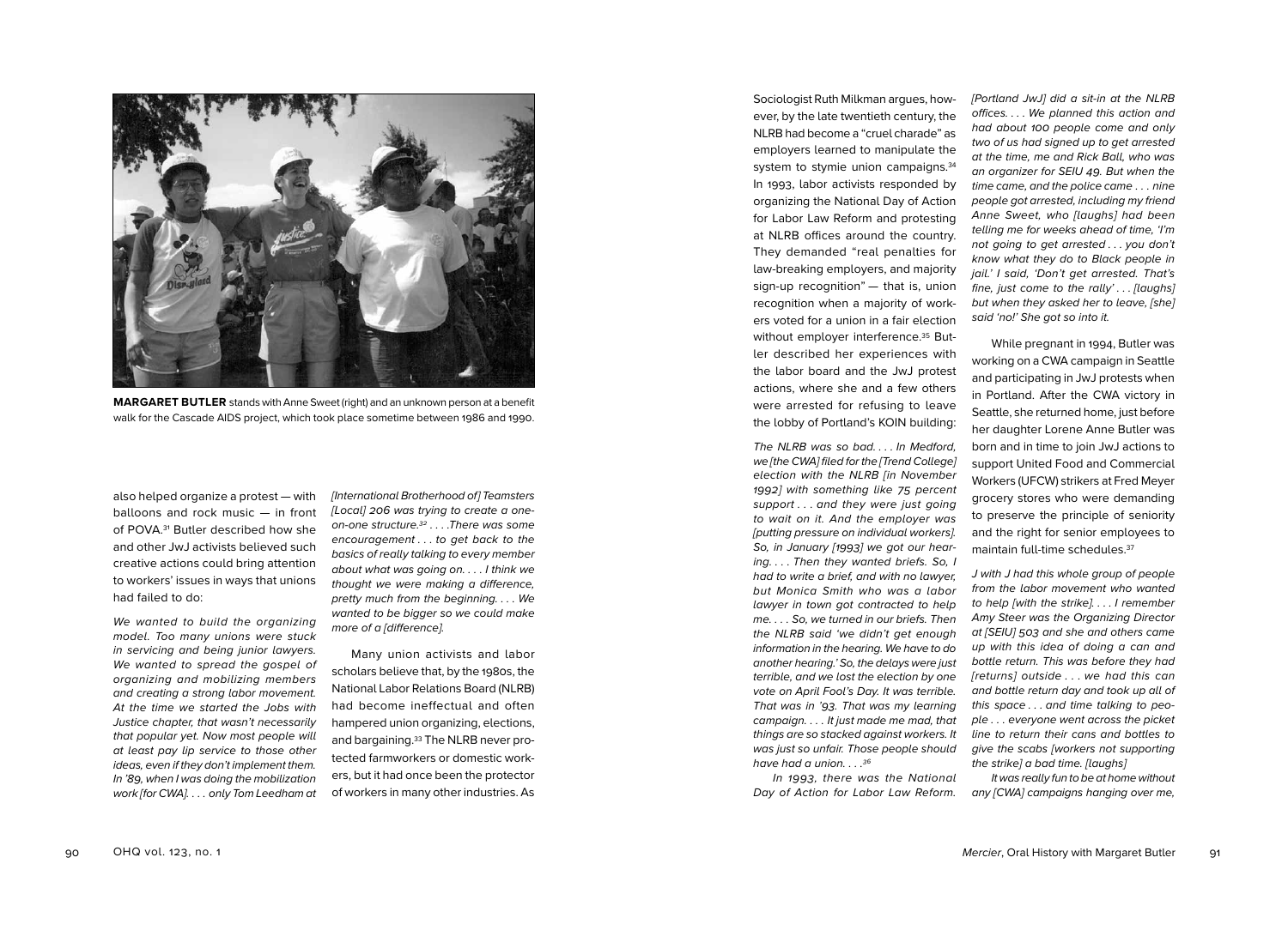**MARGARET BUTLER** stands with Anne Sweet (right) and an unknown person at a benefit walk for the Cascade AIDS project, which took place sometime between 1986 and 1990.

also helped organize a protest — with balloons and rock music — in front of POVA.[31] Butler described how she and other JwJ activists believed such creative actions could bring attention to workers' issues in ways that unions had failed to do:

*We wanted to build the organizing model. Too many unions were stuck in servicing and being junior lawyers. We wanted to spread the gospel of organizing and mobilizing members and creating a strong labor movement. At the time we started the Jobs with Justice chapter, that wasn't necessarily that popular yet. Now most people will at least pay lip service to those other ideas, even if they don't implement them. In '89, when I was doing the mobilization work [for CWA]. . . . only Tom Leedham at [International Brotherhood of] Teamsters [Local] 206 was trying to create a one-on-one structure.[32] . . . .There was some encouragement . . . to get back to the basics of really talking to every member about what was going on. . . . I think we thought we were making a difference, pretty much from the beginning. . . . We wanted to be bigger so we could make more of a [difference].*

Many union activists and labor scholars believe that, by the 1980s, the National Labor Relations Board (NLRB) had become ineffectual and often hampered union organizing, elections, and bargaining.[33] The NLRB never protected farmworkers or domestic workers, but it had once been the protector of workers in many other industries. As Sociologist Ruth Milkman argues, however, by the late twentieth century, the NLRB had become a "cruel charade" as employers learned to manipulate the system to stymie union campaigns.[34] In 1993, labor activists responded by organizing the National Day of Action for Labor Law Reform and protesting at NLRB offices around the country. They demanded "real penalties for law-breaking employers, and majority sign-up recognition" — that is, union recognition when a majority of workers voted for a union in a fair election without employer interference.[35] Butler described her experiences with the labor board and the JwJ protest actions, where she and a few others were arrested for refusing to leave the lobby of Portland's KOIN building:

*The NLRB was so bad. . . . In Medford, we [the CWA] filed for the [Trend College] election with the NLRB [in November 1992] with something like 75 percent support . . . and they were just going to wait on it. And the employer was [putting pressure on individual workers]. So, in January [1993] we got our hearing. . . . Then they wanted briefs. So, I had to write a brief, and with no lawyer, but Monica Smith who was a labor lawyer in town got contracted to help me. . . . So, we turned in our briefs. Then the NLRB said 'we didn't get enough information in the hearing. We have to do another hearing.' So, the delays were just terrible, and we lost the election by one vote on April Fool's Day. It was terrible. That was in '93. That was my learning campaign. . . . It just made me mad, that things are so stacked against workers. It was just so unfair. Those people should have had a union. . . .[36]*

*In 1993, there was the National Day of Action for Labor Law Reform. [Portland JwJ] did a sit-in at the NLRB offices. . . . We planned this action and had about 100 people come and only two of us had signed up to get arrested at the time, me and Rick Ball, who was an organizer for SEIU 49. But when the time came, and the police came . . . nine people got arrested, including my friend Anne Sweet, who [laughs] had been telling me for weeks ahead of time, 'I'm not going to get arrested . . . you don't know what they do to Black people in jail.' I said, 'Don't get arrested. That's fine, just come to the rally' . . . [laughs] but when they asked her to leave, [she] said 'no!' She got so into it.*

While pregnant in 1994, Butler was working on a CWA campaign in Seattle and participating in JwJ protests when in Portland. After the CWA victory in Seattle, she returned home, just before her daughter Lorene Anne Butler was born and in time to join JwJ actions to support United Food and Commercial Workers (UFCW) strikers at Fred Meyer grocery stores who were demanding to preserve the principle of seniority and the right for senior employees to maintain full-time schedules.[37]

*J with J had this whole group of people from the labor movement who wanted to help [with the strike]. . . . I remember Amy Steer was the Organizing Director at [SEIU] 503 and she and others came up with this idea of doing a can and bottle return. This was before they had [returns] outside . . . we had this can and bottle return day and took up all of this space . . . and time talking to people . . . everyone went across the picket line to return their cans and bottles to give the scabs [workers not supporting the strike] a bad time. [laughs]*

*It was really fun to be at home without any [CWA] campaigns hanging over me,*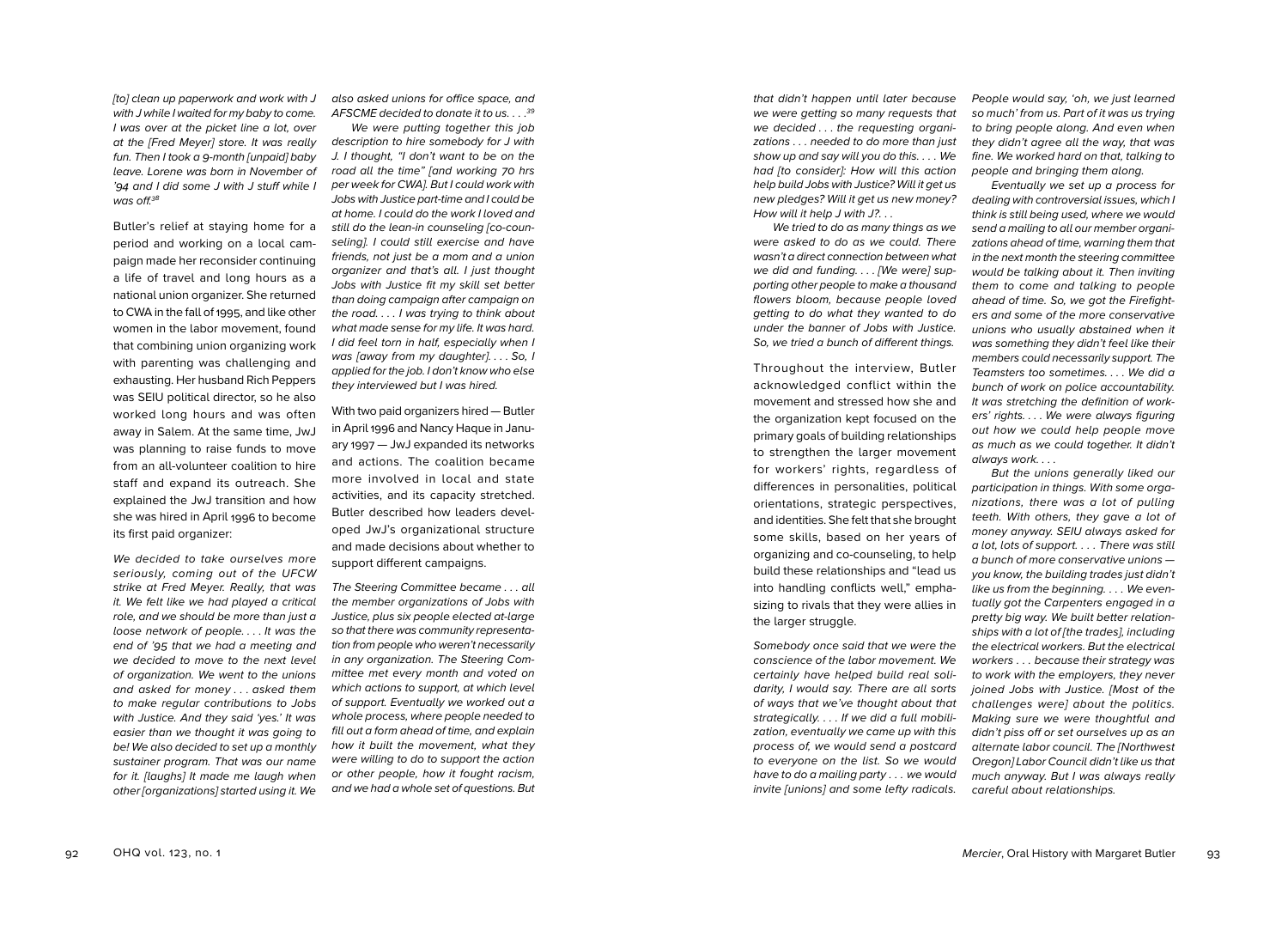*[to] clean up paperwork and work with J with J while I waited for my baby to come. I was over at the picket line a lot, over at the [Fred Meyer] store. It was really fun. Then I took a 9-month [unpaid] baby leave. Lorene was born in November of '94 and I did some J with J stuff while I was off.*[38]

Butler's relief at staying home for a period and working on a local campaign made her reconsider continuing a life of travel and long hours as a national union organizer. She returned to CWA in the fall of 1995, and like other women in the labor movement, found that combining union organizing work with parenting was challenging and exhausting. Her husband Rich Peppers was SEIU political director, so he also worked long hours and was often away in Salem. At the same time, JwJ was planning to raise funds to move from an all-volunteer coalition to hire staff and expand its outreach. She explained the JwJ transition and how she was hired in April 1996 to become its first paid organizer:

*We decided to take ourselves more seriously, coming out of the UFCW strike at Fred Meyer. Really, that was it. We felt like we had played a critical role, and we should be more than just a loose network of people. . . . It was the end of '95 that we had a meeting and we decided to move to the next level of organization. We went to the unions and asked for money . . . asked them to make regular contributions to Jobs with Justice. And they said 'yes.' It was easier than we thought it was going to be! We also decided to set up a monthly sustainer program. That was our name for it. [laughs] It made me laugh when other [organizations] started using it. We also asked unions for office space, and AFSCME decided to donate it to us. . . .*[39]

*We were putting together this job description to hire somebody for J with J. I thought, "I don't want to be on the road all the time" [and working 70 hrs per week for CWA]. But I could work with Jobs with Justice part-time and I could be at home. I could do the work I loved and still do the lean-in counseling [co-counseling]. I could still exercise and have friends, not just be a mom and a union organizer and that's all. I just thought Jobs with Justice fit my skill set better than doing campaign after campaign on the road. . . . I was trying to think about what made sense for my life. It was hard. I did feel torn in half, especially when I was [away from my daughter]. . . . So, I applied for the job. I don't know who else they interviewed but I was hired.*

With two paid organizers hired — Butler in April 1996 and Nancy Haque in January 1997 — JwJ expanded its networks and actions. The coalition became more involved in local and state activities, and its capacity stretched. Butler described how leaders developed JwJ's organizational structure and made decisions about whether to support different campaigns.

*The Steering Committee became . . . all the member organizations of Jobs with Justice, plus six people elected at-large so that there was community representation from people who weren't necessarily in any organization. The Steering Committee met every month and voted on which actions to support, at which level of support. Eventually we worked out a whole process, where people needed to fill out a form ahead of time, and explain how it built the movement, what they were willing to do to support the action or other people, how it fought racism, and we had a whole set of questions. But that didn't happen until later because we were getting so many requests that we decided . . . the requesting organizations . . . needed to do more than just show up and say will you do this. . . . We had [to consider]: How will this action help build Jobs with Justice? Will it get us new pledges? Will it get us new money? How will it help J with J?. . .*

*We tried to do as many things as we were asked to do as we could. There wasn't a direct connection between what we did and funding. . . . [We were] supporting other people to make a thousand flowers bloom, because people loved getting to do what they wanted to do under the banner of Jobs with Justice. So, we tried a bunch of different things.*

Throughout the interview, Butler acknowledged conflict within the movement and stressed how she and the organization kept focused on the primary goals of building relationships to strengthen the larger movement for workers' rights, regardless of differences in personalities, political orientations, strategic perspectives, and identities. She felt that she brought some skills, based on her years of organizing and co-counseling, to help build these relationships and "lead us into handling conflicts well," emphasizing to rivals that they were allies in the larger struggle.

*Somebody once said that we were the conscience of the labor movement. We certainly have helped build real solidarity, I would say. There are all sorts of ways that we've thought about that strategically. . . . If we did a full mobilization, eventually we came up with this process of, we would send a postcard to everyone on the list. So we would have to do a mailing party . . . we would invite [unions] and some lefty radicals. People would say, 'oh, we just learned so much' from us. Part of it was us trying to bring people along. And even when they didn't agree all the way, that was fine. We worked hard on that, talking to people and bringing them along.*

*Eventually we set up a process for dealing with controversial issues, which I think is still being used, where we would send a mailing to all our member organizations ahead of time, warning them that in the next month the steering committee would be talking about it. Then inviting them to come and talking to people ahead of time. So, we got the Firefighters and some of the more conservative unions who usually abstained when it was something they didn't feel like their members could necessarily support. The Teamsters too sometimes. . . . We did a bunch of work on police accountability. It was stretching the definition of workers' rights. . . . We were always figuring out how we could help people move as much as we could together. It didn't always work. . . .*

*But the unions generally liked our participation in things. With some organizations, there was a lot of pulling teeth. With others, they gave a lot of money anyway. SEIU always asked for a lot, lots of support. . . . There was still a bunch of more conservative unions — you know, the building trades just didn't like us from the beginning. . . . We eventually got the Carpenters engaged in a pretty big way. We built better relationships with a lot of [the trades], including the electrical workers. But the electrical workers . . . because their strategy was to work with the employers, they never joined Jobs with Justice. [Most of the challenges were] about the politics. Making sure we were thoughtful and didn't piss off or set ourselves up as an alternate labor council. The [Northwest Oregon] Labor Council didn't like us that much anyway. But I was always really careful about relationships.*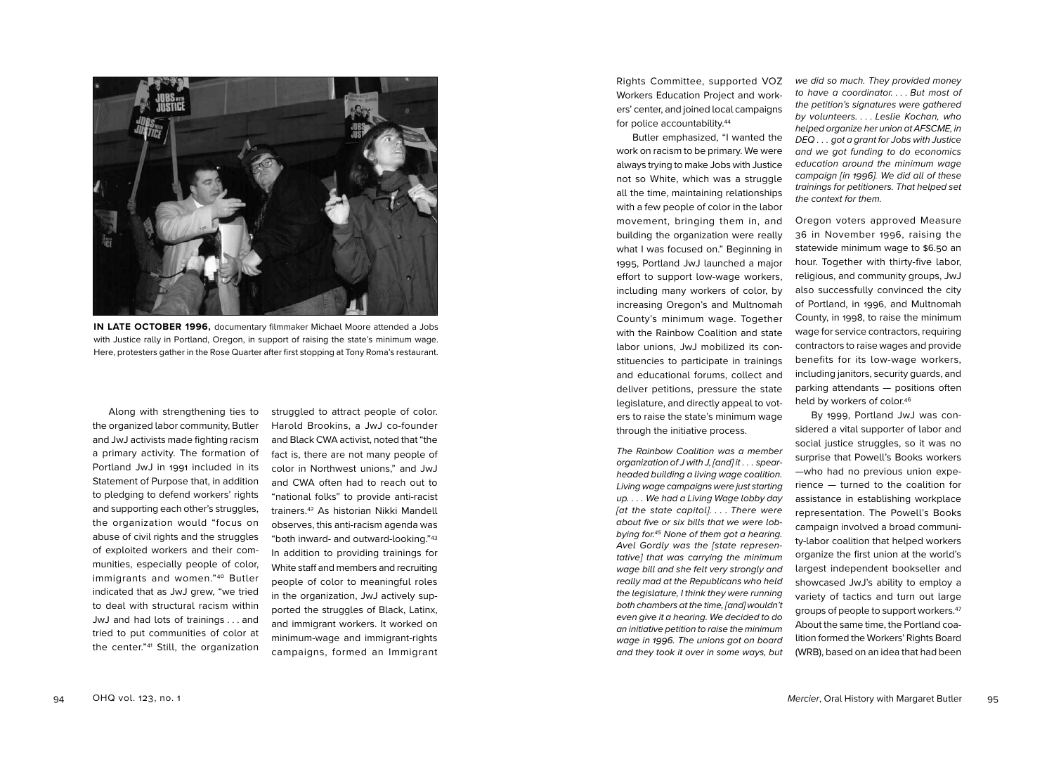**IN LATE OCTOBER 1996,** documentary filmmaker Michael Moore attended a Jobs with Justice rally in Portland, Oregon, in support of raising the state's minimum wage. Here, protesters gather in the Rose Quarter after first stopping at Tony Roma's restaurant.

Along with strengthening ties to the organized labor community, Butler and JwJ activists made fighting racism a primary activity. The formation of Portland JwJ in 1991 included in its Statement of Purpose that, in addition to pledging to defend workers' rights and supporting each other's struggles, the organization would "focus on abuse of civil rights and the struggles of exploited workers and their communities, especially people of color, immigrants and women."[40] Butler indicated that as JwJ grew, "we tried to deal with structural racism within JwJ and had lots of trainings . . . and tried to put communities of color at the center."[41] Still, the organization struggled to attract people of color. Harold Brookins, a JwJ co-founder and Black CWA activist, noted that "the fact is, there are not many people of color in Northwest unions," and JwJ and CWA often had to reach out to "national folks" to provide anti-racist trainers.[42] As historian Nikki Mandell observes, this anti-racism agenda was "both inward- and outward-looking."[43] In addition to providing trainings for White staff and members and recruiting people of color to meaningful roles in the organization, JwJ actively supported the struggles of Black, Latinx, and immigrant workers. It worked on minimum-wage and immigrant-rights campaigns, formed an Immigrant Rights Committee, supported VOZ Workers Education Project and workers' center, and joined local campaigns for police accountability.[44]

Butler emphasized, "I wanted the work on racism to be primary. We were always trying to make Jobs with Justice not so White, which was a struggle all the time, maintaining relationships with a few people of color in the labor movement, bringing them in, and building the organization were really what I was focused on." Beginning in 1995, Portland JwJ launched a major effort to support low-wage workers, including many workers of color, by increasing Oregon's and Multnomah County's minimum wage. Together with the Rainbow Coalition and state labor unions, JwJ mobilized its constituencies to participate in trainings and educational forums, collect and deliver petitions, pressure the state legislature, and directly appeal to voters to raise the state's minimum wage through the initiative process.

*The Rainbow Coalition was a member organization of J with J, [and] it . . . spearheaded building a living wage coalition. Living wage campaigns were just starting up. . . . We had a Living Wage lobby day [at the state capitol]. . . . There were about five or six bills that we were lobbying for.[45] None of them got a hearing. Avel Gordly was the [state representative] that was carrying the minimum wage bill and she felt very strongly and really mad at the Republicans who held the legislature, I think they were running both chambers at the time, [and] wouldn't even give it a hearing. We decided to do an initiative petition to raise the minimum wage in 1996. The unions got on board and they took it over in some ways, but we did so much. They provided money to have a coordinator. . . . But most of the petition's signatures were gathered by volunteers. . . . Leslie Kochan, who helped organize her union at AFSCME, in DEQ . . . got a grant for Jobs with Justice and we got funding to do economics education around the minimum wage campaign [in 1996]. We did all of these trainings for petitioners. That helped set the context for them.*

Oregon voters approved Measure 36 in November 1996, raising the statewide minimum wage to $6.50 an hour. Together with thirty-five labor, religious, and community groups, JwJ also successfully convinced the city of Portland, in 1996, and Multnomah County, in 1998, to raise the minimum wage for service contractors, requiring contractors to raise wages and provide benefits for its low-wage workers, including janitors, security guards, and parking attendants — positions often held by workers of color.[46]

By 1999, Portland JwJ was considered a vital supporter of labor and social justice struggles, so it was no surprise that Powell's Books workers —who had no previous union experience — turned to the coalition for assistance in establishing workplace representation. The Powell's Books campaign involved a broad community-labor coalition that helped workers organize the first union at the world's largest independent bookseller and showcased JwJ's ability to employ a variety of tactics and turn out large groups of people to support workers.[47] About the same time, the Portland coalition formed the Workers' Rights Board (WRB), based on an idea that had been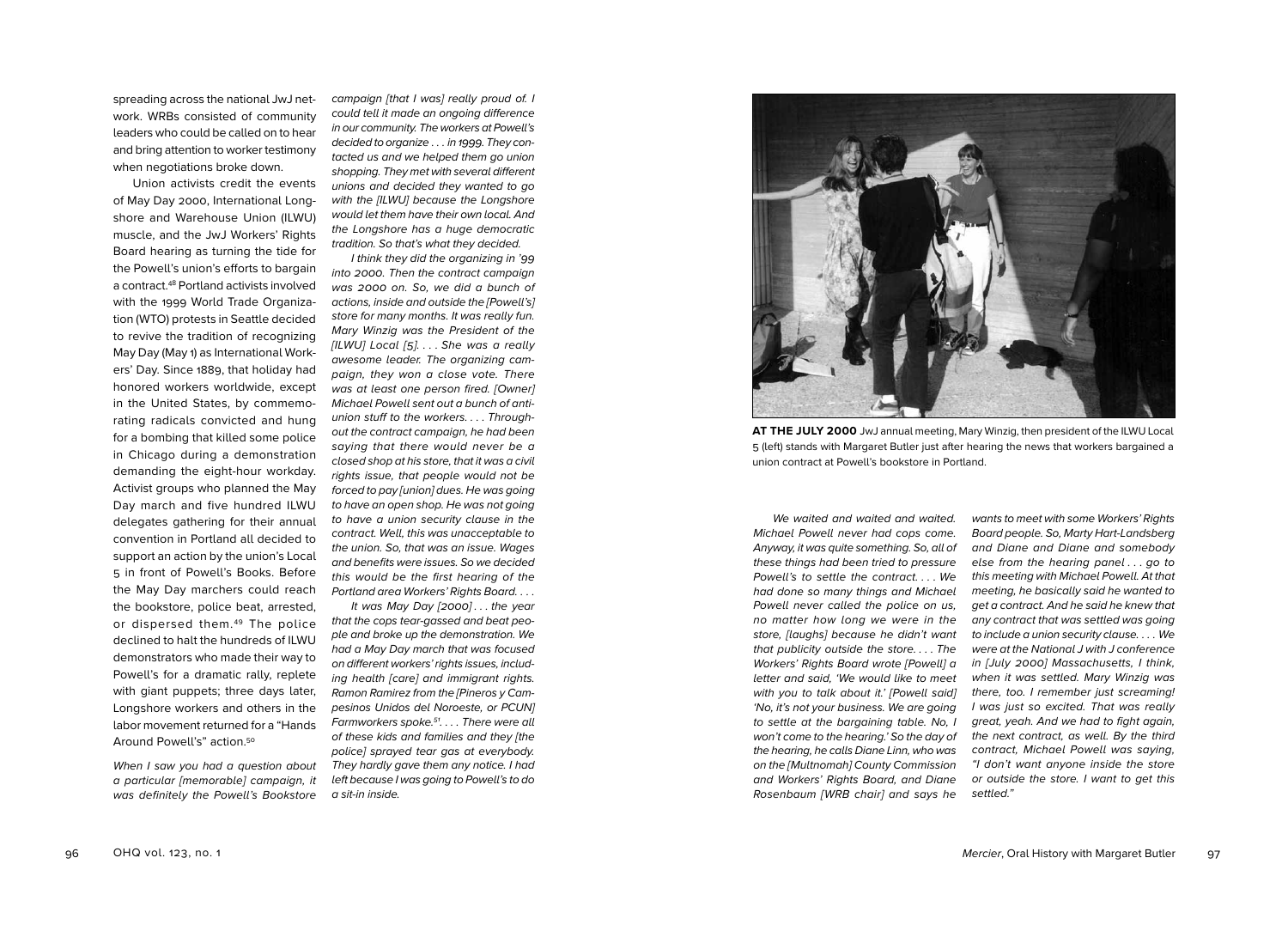spreading across the national JwJ network. WRBs consisted of community leaders who could be called on to hear and bring attention to worker testimony when negotiations broke down.

Union activists credit the events of May Day 2000, International Longshore and Warehouse Union (ILWU) muscle, and the JwJ Workers' Rights Board hearing as turning the tide for the Powell's union's efforts to bargain a contract.[48] Portland activists involved with the 1999 World Trade Organization (WTO) protests in Seattle decided to revive the tradition of recognizing May Day (May 1) as International Workers' Day. Since 1889, that holiday had honored workers worldwide, except in the United States, by commemorating radicals convicted and hung for a bombing that killed some police in Chicago during a demonstration demanding the eight-hour workday. Activist groups who planned the May Day march and five hundred ILWU delegates gathering for their annual convention in Portland all decided to support an action by the union's Local 5 in front of Powell's Books. Before the May Day marchers could reach the bookstore, police beat, arrested, or dispersed them.[49] The police declined to halt the hundreds of ILWU demonstrators who made their way to Powell's for a dramatic rally, replete with giant puppets; three days later, Longshore workers and others in the labor movement returned for a "Hands Around Powell's" action.[50]

*When I saw you had a question about a particular [memorable] campaign, it was definitely the Powell's Bookstore campaign [that I was] really proud of. I could tell it made an ongoing difference in our community. The workers at Powell's decided to organize . . . in 1999. They contacted us and we helped them go union shopping. They met with several different unions and decided they wanted to go with the [ILWU] because the Longshore would let them have their own local. And the Longshore has a huge democratic tradition. So that's what they decided.*

*I think they did the organizing in '99 into 2000. Then the contract campaign was 2000 on. So, we did a bunch of actions, inside and outside the [Powell's] store for many months. It was really fun. Mary Winzig was the President of the [ILWU] Local [5]. . . . She was a really awesome leader. The organizing campaign, they won a close vote. There was at least one person fired. [Owner] Michael Powell sent out a bunch of anti-union stuff to the workers. . . . Throughout the contract campaign, he had been saying that there would never be a closed shop at his store, that it was a civil rights issue, that people would not be forced to pay [union] dues. He was going to have an open shop. He was not going to have a union security clause in the contract. Well, this was unacceptable to the union. So, that was an issue. Wages and benefits were issues. So we decided this would be the first hearing of the Portland area Workers' Rights Board. . . .*

*It was May Day [2000] . . . the year that the cops tear-gassed and beat people and broke up the demonstration. We had a May Day march that was focused on different workers' rights issues, including health [care] and immigrant rights. Ramon Ramirez from the [Pineros y Campesinos Unidos del Noroeste, or PCUN] Farmworkers spoke.[51]. . . . There were all of these kids and families and they [the police] sprayed tear gas at everybody. They hardly gave them any notice. I had left because I was going to Powell's to do a sit-in inside.*

**AT THE JULY 2000** JwJ annual meeting, Mary Winzig, then president of the ILWU Local 5 (left) stands with Margaret Butler just after hearing the news that workers bargained a union contract at Powell's bookstore in Portland.

*We waited and waited and waited. Michael Powell never had cops come. Anyway, it was quite something. So, all of these things had been tried to pressure Powell's to settle the contract. . . . We had done so many things and Michael Powell never called the police on us, no matter how long we were in the store, [laughs] because he didn't want that publicity outside the store. . . . The Workers' Rights Board wrote [Powell] a letter and said, 'We would like to meet with you to talk about it.' [Powell said] 'No, it's not your business. We are going to settle at the bargaining table. No, I won't come to the hearing.' So the day of the hearing, he calls Diane Linn, who was on the [Multnomah] County Commission and Workers' Rights Board, and Diane Rosenbaum [WRB chair] and says he wants to meet with some Workers' Rights Board people. So, Marty Hart-Landsberg and Diane and Diane and somebody else from the hearing panel . . . go to this meeting with Michael Powell. At that meeting, he basically said he wanted to get a contract. And he said he knew that any contract that was settled was going to include a union security clause. . . . We were at the National J with J conference in [July 2000] Massachusetts, I think, when it was settled. Mary Winzig was there, too. I remember just screaming! I was just so excited. That was really great, yeah. And we had to fight again, the next contract, as well. By the third contract, Michael Powell was saying, "I don't want anyone inside the store or outside the store. I want to get this settled."*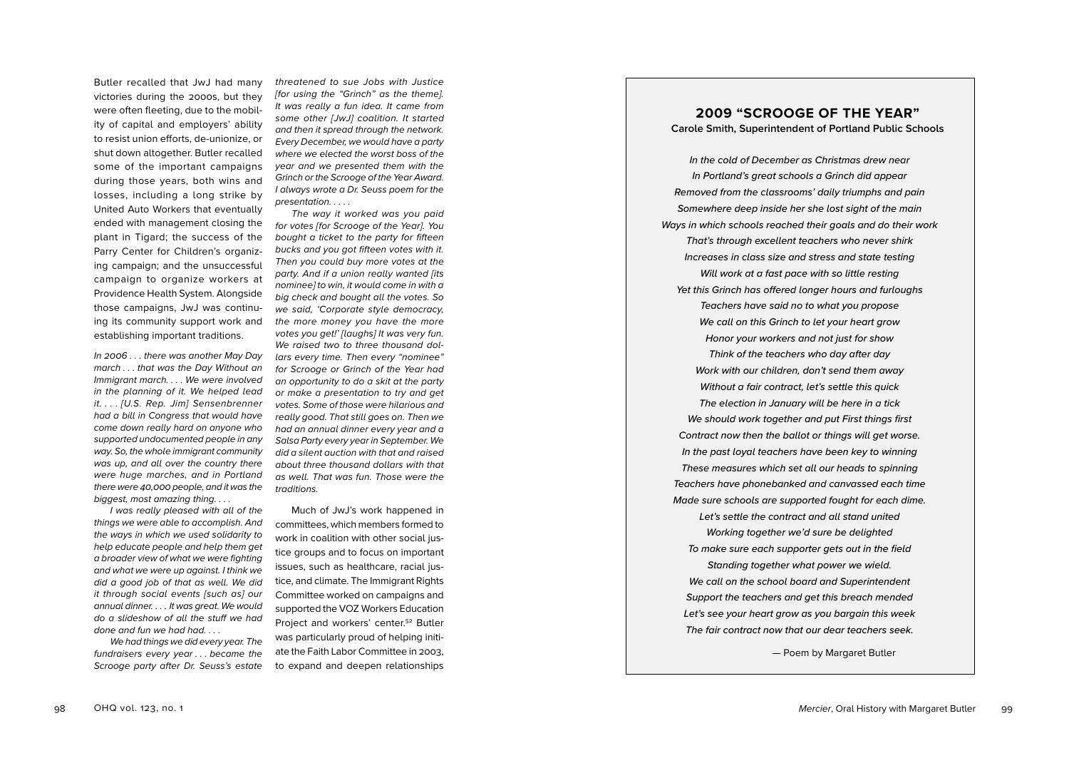Butler recalled that JwJ had many victories during the 2000s, but they were often fleeting, due to the mobility of capital and employers' ability to resist union efforts, de-unionize, or shut down altogether. Butler recalled some of the important campaigns during those years, both wins and losses, including a long strike by United Auto Workers that eventually ended with management closing the plant in Tigard; the success of the Parry Center for Children's organizing campaign; and the unsuccessful campaign to organize workers at Providence Health System. Alongside those campaigns, JwJ was continuing its community support work and establishing important traditions.

*In 2006 . . . there was another May Day march . . . that was the Day Without an Immigrant march. . . . We were involved in the planning of it. We helped lead it. . . . [U.S. Rep. Jim] Sensenbrenner had a bill in Congress that would have come down really hard on anyone who supported undocumented people in any way. So, the whole immigrant community was up, and all over the country there were huge marches, and in Portland there were 40,000 people, and it was the biggest, most amazing thing. . . .*

*I was really pleased with all of the things we were able to accomplish. And the ways in which we used solidarity to help educate people and help them get a broader view of what we were fighting and what we were up against. I think we did a good job of that as well. We did it through social events [such as] our annual dinner. . . . It was great. We would do a slideshow of all the stuff we had done and fun we had had. . . .*

*We had things we did every year. The fundraisers every year . . . became the Scrooge party after Dr. Seuss's estate threatened to sue Jobs with Justice [for using the "Grinch" as the theme]. It was really a fun idea. It came from some other [JwJ] coalition. It started and then it spread through the network. Every December, we would have a party where we elected the worst boss of the year and we presented them with the Grinch or the Scrooge of the Year Award. I always wrote a Dr. Seuss poem for the presentation. . . . .*

*The way it worked was you paid for votes [for Scrooge of the Year]. You bought a ticket to the party for fifteen bucks and you got fifteen votes with it. Then you could buy more votes at the party. And if a union really wanted [its nominee] to win, it would come in with a big check and bought all the votes. So we said, 'Corporate style democracy, the more money you have the more votes you get!' [laughs] It was very fun. We raised two to three thousand dollars every time. Then every "nominee" for Scrooge or Grinch of the Year had an opportunity to do a skit at the party or make a presentation to try and get votes. Some of those were hilarious and really good. That still goes on. Then we had an annual dinner every year and a Salsa Party every year in September. We did a silent auction with that and raised about three thousand dollars with that as well. That was fun. Those were the traditions.*

Much of JwJ's work happened in committees, which members formed to work in coalition with other social justice groups and to focus on important issues, such as healthcare, racial justice, and climate. The Immigrant Rights Committee worked on campaigns and supported the VOZ Workers Education Project and workers' center.[52] Butler was particularly proud of helping initiate the Faith Labor Committee in 2003, to expand and deepen relationships

## 2009 "SCROOGE OF THE YEAR"

**Carole Smith, Superintendent of Portland Public Schools**

*In the cold of December as Christmas drew near*
*In Portland's great schools a Grinch did appear*
*Removed from the classrooms' daily triumphs and pain*
*Somewhere deep inside her she lost sight of the main*
*Ways in which schools reached their goals and do their work*
*That's through excellent teachers who never shirk*
*Increases in class size and stress and state testing*
*Will work at a fast pace with so little resting*
*Yet this Grinch has offered longer hours and furloughs*
*Teachers have said no to what you propose*
*We call on this Grinch to let your heart grow*
*Honor your workers and not just for show*
*Think of the teachers who day after day*
*Work with our children, don't send them away*
*Without a fair contract, let's settle this quick*
*The election in January will be here in a tick*
*We should work together and put First things first*
*Contract now then the ballot or things will get worse.*
*In the past loyal teachers have been key to winning*
*These measures which set all our heads to spinning*
*Teachers have phonebanked and canvassed each time*
*Made sure schools are supported fought for each dime.*
*Let's settle the contract and all stand united*
*Working together we'd sure be delighted*
*To make sure each supporter gets out in the field*
*Standing together what power we wield.*
*We call on the school board and Superintendent*
*Support the teachers and get this breach mended*
*Let's see your heart grow as you bargain this week*
*The fair contract now that our dear teachers seek.*

— Poem by Margaret Butler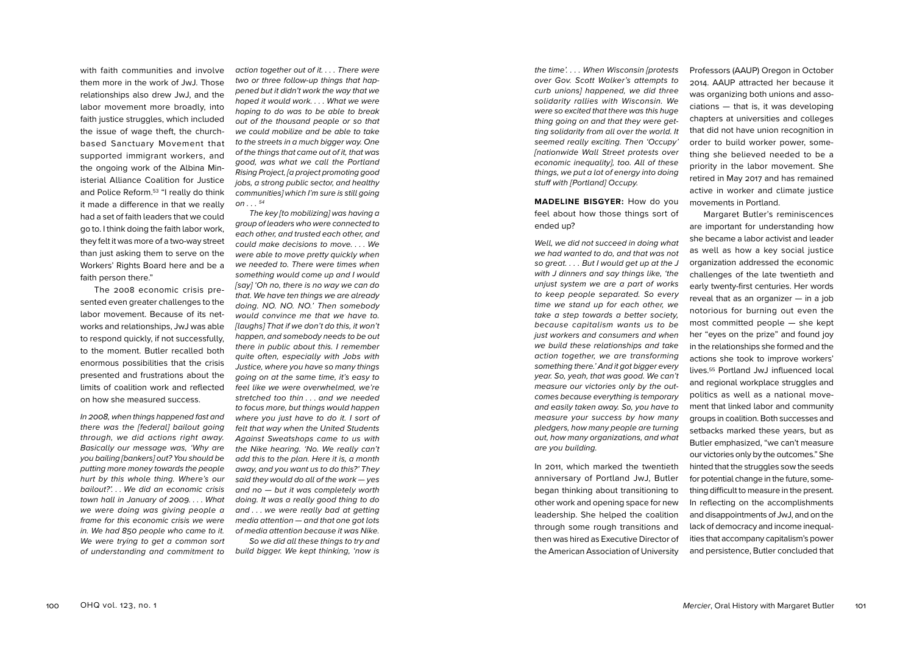with faith communities and involve them more in the work of JwJ. Those relationships also drew JwJ, and the labor movement more broadly, into faith justice struggles, which included the issue of wage theft, the church-based Sanctuary Movement that supported immigrant workers, and the ongoing work of the Albina Ministerial Alliance Coalition for Justice and Police Reform.[53] "I really do think it made a difference in that we really had a set of faith leaders that we could go to. I think doing the faith labor work, they felt it was more of a two-way street than just asking them to serve on the Workers' Rights Board here and be a faith person there."

The 2008 economic crisis presented even greater challenges to the labor movement. Because of its networks and relationships, JwJ was able to respond quickly, if not successfully, to the moment. Butler recalled both enormous possibilities that the crisis presented and frustrations about the limits of coalition work and reflected on how she measured success.

*In 2008, when things happened fast and there was the [federal] bailout going through, we did actions right away. Basically our message was, 'Why are you bailing [bankers] out? You should be putting more money towards the people hurt by this whole thing. Where's our bailout?'. . . We did an economic crisis town hall in January of 2009. . . . What we were doing was giving people a frame for this economic crisis we were in. We had 850 people who came to it. We were trying to get a common sort of understanding and commitment to action together out of it. . . . There were two or three follow-up things that happened but it didn't work the way that we hoped it would work. . . . What we were hoping to do was to be able to break out of the thousand people or so that we could mobilize and be able to take to the streets in a much bigger way. One of the things that came out of it, that was good, was what we call the Portland Rising Project, [a project promoting good jobs, a strong public sector, and healthy communities] which I'm sure is still going on . . .* [54]

*The key [to mobilizing] was having a group of leaders who were connected to each other, and trusted each other, and could make decisions to move. . . . We were able to move pretty quickly when we needed to. There were times when something would come up and I would [say] 'Oh no, there is no way we can do that. We have ten things we are already doing. NO. NO. NO.' Then somebody would convince me that we have to. [laughs] That if we don't do this, it won't happen, and somebody needs to be out there in public about this. I remember quite often, especially with Jobs with Justice, where you have so many things going on at the same time, it's easy to feel like we were overwhelmed, we're stretched too thin . . . and we needed to focus more, but things would happen where you just have to do it. I sort of felt that way when the United Students Against Sweatshops came to us with the Nike hearing. 'No. We really can't add this to the plan. Here it is, a month away, and you want us to do this?' They said they would do all of the work — yes and no — but it was completely worth doing. It was a really good thing to do and . . . we were really bad at getting media attention — and that one got lots of media attention because it was Nike.*

*So we did all these things to try and build bigger. We kept thinking, 'now is the time'. . . . When Wisconsin [protests over Gov. Scott Walker's attempts to curb unions] happened, we did three solidarity rallies with Wisconsin. We were so excited that there was this huge thing going on and that they were getting solidarity from all over the world. It seemed really exciting. Then 'Occupy' [nationwide Wall Street protests over economic inequality], too. All of these things, we put a lot of energy into doing stuff with [Portland] Occupy.*

**MADELINE BISGYER:** How do you feel about how those things sort of ended up?

*Well, we did not succeed in doing what we had wanted to do, and that was not so great. . . . But I would get up at the J with J dinners and say things like, 'the unjust system we are a part of works to keep people separated. So every time we stand up for each other, we take a step towards a better society, because capitalism wants us to be just workers and consumers and when we build these relationships and take action together, we are transforming something there.' And it got bigger every year. So, yeah, that was good. We can't measure our victories only by the outcomes because everything is temporary and easily taken away. So, you have to measure your success by how many pledgers, how many people are turning out, how many organizations, and what are you building.*

In 2011, which marked the twentieth anniversary of Portland JwJ, Butler began thinking about transitioning to other work and opening space for new leadership. She helped the coalition through some rough transitions and then was hired as Executive Director of the American Association of University Professors (AAUP) Oregon in October 2014. AAUP attracted her because it was organizing both unions and associations — that is, it was developing chapters at universities and colleges that did not have union recognition in order to build worker power, something she believed needed to be a priority in the labor movement. She retired in May 2017 and has remained active in worker and climate justice movements in Portland.

Margaret Butler's reminiscences are important for understanding how she became a labor activist and leader as well as how a key social justice organization addressed the economic challenges of the late twentieth and early twenty-first centuries. Her words reveal that as an organizer — in a job notorious for burning out even the most committed people — she kept her "eyes on the prize" and found joy in the relationships she formed and the actions she took to improve workers' lives.[55] Portland JwJ influenced local and regional workplace struggles and politics as well as a national movement that linked labor and community groups in coalition. Both successes and setbacks marked these years, but as Butler emphasized, "we can't measure our victories only by the outcomes." She hinted that the struggles sow the seeds for potential change in the future, something difficult to measure in the present. In reflecting on the accomplishments and disappointments of JwJ, and on the lack of democracy and income inequalities that accompany capitalism's power and persistence, Butler concluded that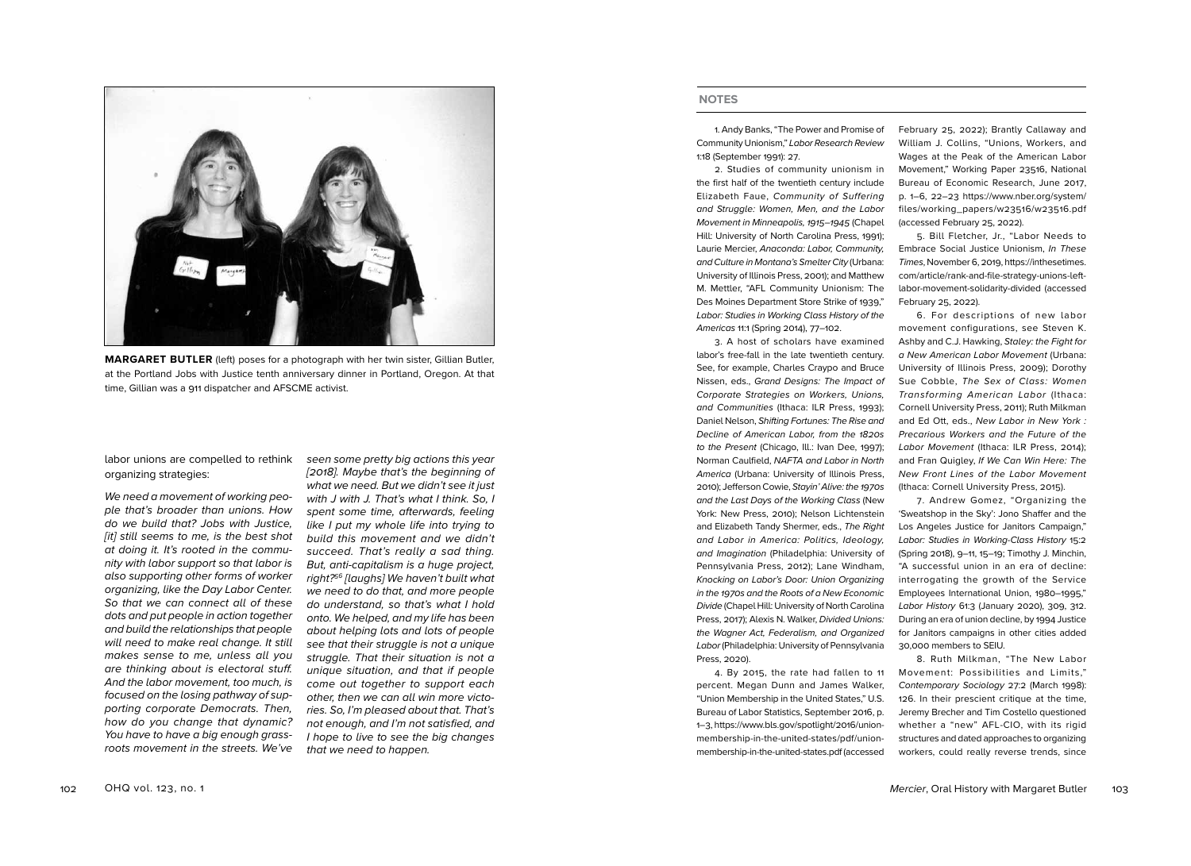**MARGARET BUTLER** (left) poses for a photograph with her twin sister, Gillian Butler, at the Portland Jobs with Justice tenth anniversary dinner in Portland, Oregon. At that time, Gillian was a 911 dispatcher and AFSCME activist.

labor unions are compelled to rethink organizing strategies:

*We need a movement of working people that's broader than unions. How do we build that? Jobs with Justice, [it] still seems to me, is the best shot at doing it. It's rooted in the community with labor support so that labor is also supporting other forms of worker organizing, like the Day Labor Center. So that we can connect all of these dots and put people in action together and build the relationships that people will need to make real change. It still makes sense to me, unless all you are thinking about is electoral stuff. And the labor movement, too much, is focused on the losing pathway of supporting corporate Democrats. Then, how do you change that dynamic? You have to have a big enough grassroots movement in the streets. We've seen some pretty big actions this year [2018]. Maybe that's the beginning of what we need. But we didn't see it just with J with J. That's what I think. So, I spent some time, afterwards, feeling like I put my whole life into trying to build this movement and we didn't succeed. That's really a sad thing. But, anti-capitalism is a huge project, right?*[56] *[laughs] We haven't built what we need to do that, and more people do understand, so that's what I hold onto. We helped, and my life has been about helping lots and lots of people see that their struggle is not a unique struggle. That their situation is not a unique situation, and that if people come out together to support each other, then we can all win more victories. So, I'm pleased about that. That's not enough, and I'm not satisfied, and I hope to live to see the big changes that we need to happen.*

## NOTES

1. Andy Banks, "The Power and Promise of Community Unionism," *Labor Research Review* 1:18 (September 1991): 27.

2. Studies of community unionism in the first half of the twentieth century include Elizabeth Faue, *Community of Suffering and Struggle: Women, Men, and the Labor Movement in Minneapolis, 1915–1945* (Chapel Hill: University of North Carolina Press, 1991); Laurie Mercier, *Anaconda: Labor, Community, and Culture in Montana's Smelter City* (Urbana: University of Illinois Press, 2001); and Matthew M. Mettler, "AFL Community Unionism: The Des Moines Department Store Strike of 1939," *Labor: Studies in Working Class History of the Americas* 11:1 (Spring 2014), 77–102.

3. A host of scholars have examined labor's free-fall in the late twentieth century. See, for example, Charles Craypo and Bruce Nissen, eds., *Grand Designs: The Impact of Corporate Strategies on Workers, Unions, and Communities* (Ithaca: ILR Press, 1993); Daniel Nelson, *Shifting Fortunes: The Rise and Decline of American Labor, from the 1820s to the Present* (Chicago, Ill.: Ivan Dee, 1997); Norman Caulfield, *NAFTA and Labor in North America* (Urbana: University of Illinois Press, 2010); Jefferson Cowie, *Stayin' Alive: the 1970s and the Last Days of the Working Class* (New York: New Press, 2010); Nelson Lichtenstein and Elizabeth Tandy Shermer, eds., *The Right and Labor in America: Politics, Ideology, and Imagination* (Philadelphia: University of Pennsylvania Press, 2012); Lane Windham, *Knocking on Labor's Door: Union Organizing in the 1970s and the Roots of a New Economic Divide* (Chapel Hill: University of North Carolina Press, 2017); Alexis N. Walker, *Divided Unions: the Wagner Act, Federalism, and Organized Labor* (Philadelphia: University of Pennsylvania Press, 2020).

4. By 2015, the rate had fallen to 11 percent. Megan Dunn and James Walker, "Union Membership in the United States," U.S. Bureau of Labor Statistics, September 2016, p. 1–3, https://www.bls.gov/spotlight/2016/union-membership-in-the-united-states/pdf/union-membership-in-the-united-states.pdf (accessed February 25, 2022); Brantly Callaway and William J. Collins, "Unions, Workers, and Wages at the Peak of the American Labor Movement," Working Paper 23516, National Bureau of Economic Research, June 2017, p. 1–6, 22–23 https://www.nber.org/system/files/working_papers/w23516/w23516.pdf (accessed February 25, 2022).

5. Bill Fletcher, Jr., "Labor Needs to Embrace Social Justice Unionism, *In These Times*, November 6, 2019, https://inthesetimes.com/article/rank-and-file-strategy-unions-left-labor-movement-solidarity-divided (accessed February 25, 2022).

6. For descriptions of new labor movement configurations, see Steven K. Ashby and C.J. Hawking, *Staley: the Fight for a New American Labor Movement* (Urbana: University of Illinois Press, 2009); Dorothy Sue Cobble, *The Sex of Class: Women Transforming American Labor* (Ithaca: Cornell University Press, 2011); Ruth Milkman and Ed Ott, eds., *New Labor in New York : Precarious Workers and the Future of the Labor Movement* (Ithaca: ILR Press, 2014); and Fran Quigley, *If We Can Win Here: The New Front Lines of the Labor Movement* (Ithaca: Cornell University Press, 2015).

7. Andrew Gomez, "Organizing the 'Sweatshop in the Sky': Jono Shaffer and the Los Angeles Justice for Janitors Campaign," *Labor: Studies in Working-Class History* 15:2 (Spring 2018), 9–11, 15–19; Timothy J. Minchin, "A successful union in an era of decline: interrogating the growth of the Service Employees International Union, 1980–1995," *Labor History* 61:3 (January 2020), 309, 312. During an era of union decline, by 1994 Justice for Janitors campaigns in other cities added 30,000 members to SEIU.

8. Ruth Milkman, "The New Labor Movement: Possibilities and Limits," *Contemporary Sociology* 27:2 (March 1998): 126. In their prescient critique at the time, Jeremy Brecher and Tim Costello questioned whether a "new" AFL-CIO, with its rigid structures and dated approaches to organizing workers, could really reverse trends, since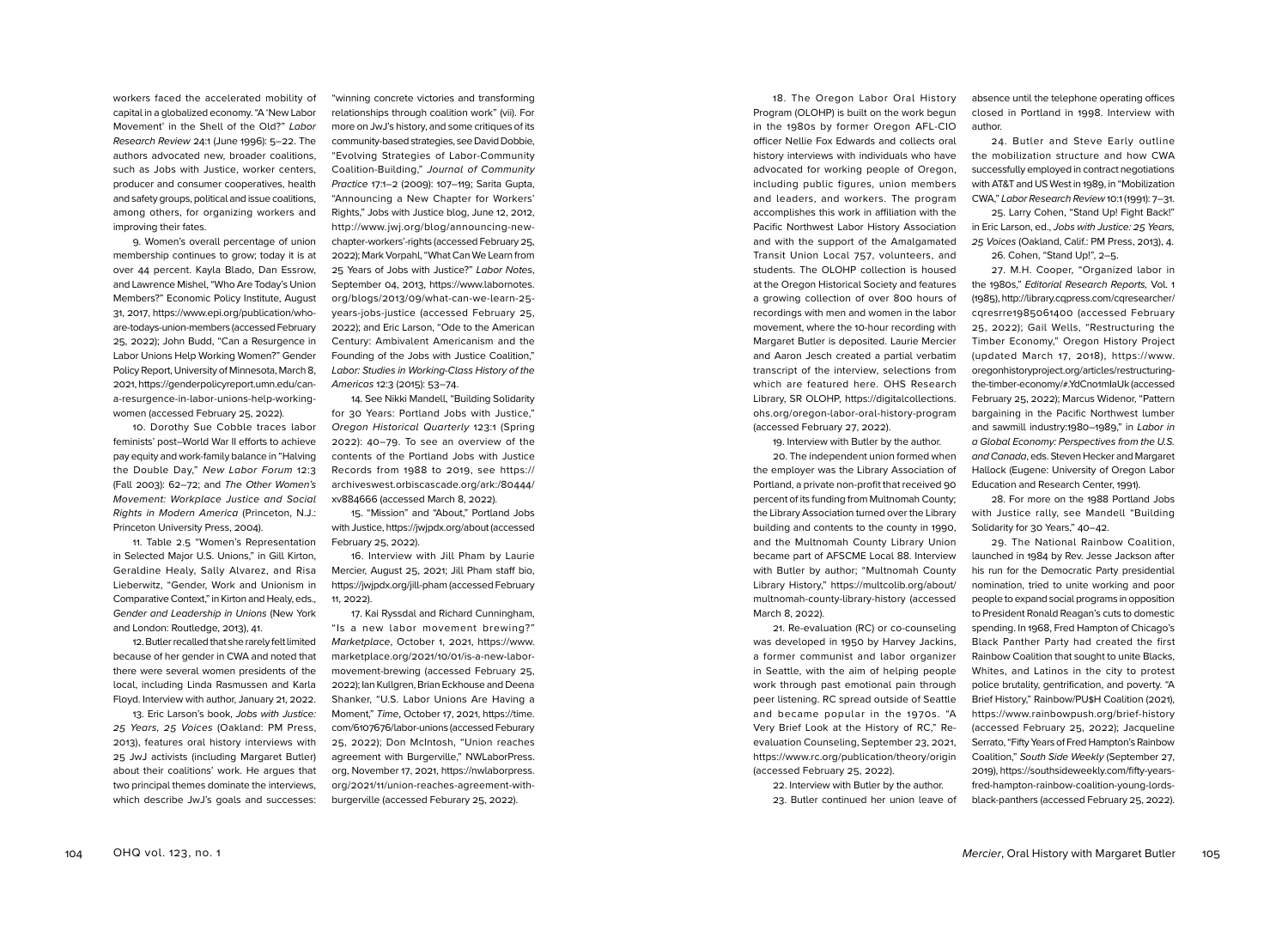workers faced the accelerated mobility of capital in a globalized economy. "A 'New Labor Movement' in the Shell of the Old?" *Labor Research Review* 24:1 (June 1996): 5–22. The authors advocated new, broader coalitions, such as Jobs with Justice, worker centers, producer and consumer cooperatives, health and safety groups, political and issue coalitions, among others, for organizing workers and improving their fates.

9. Women's overall percentage of union membership continues to grow; today it is at over 44 percent. Kayla Blado, Dan Essrow, and Lawrence Mishel, "Who Are Today's Union Members?" Economic Policy Institute, August 31, 2017, https://www.epi.org/publication/who-are-todays-union-members (accessed February 25, 2022); John Budd, "Can a Resurgence in Labor Unions Help Working Women?" Gender Policy Report, University of Minnesota, March 8, 2021, https://genderpolicyreport.umn.edu/can-a-resurgence-in-labor-unions-help-working-women (accessed February 25, 2022).

10. Dorothy Sue Cobble traces labor feminists' post–World War II efforts to achieve pay equity and work-family balance in "Halving the Double Day," *New Labor Forum* 12:3 (Fall 2003): 62–72; and *The Other Women's Movement: Workplace Justice and Social Rights in Modern America* (Princeton, N.J.: Princeton University Press, 2004).

11. Table 2.5 "Women's Representation in Selected Major U.S. Unions," in Gill Kirton, Geraldine Healy, Sally Alvarez, and Risa Lieberwitz, "Gender, Work and Unionism in Comparative Context," in Kirton and Healy, eds., *Gender and Leadership in Unions* (New York and London: Routledge, 2013), 41.

12. Butler recalled that she rarely felt limited because of her gender in CWA and noted that there were several women presidents of the local, including Linda Rasmussen and Karla Floyd. Interview with author, January 21, 2022.

13. Eric Larson's book, *Jobs with Justice: 25 Years, 25 Voices* (Oakland: PM Press, 2013), features oral history interviews with 25 JwJ activists (including Margaret Butler) about their coalitions' work. He argues that two principal themes dominate the interviews, which describe JwJ's goals and successes: "winning concrete victories and transforming relationships through coalition work" (vii). For more on JwJ's history, and some critiques of its community-based strategies, see David Dobbie, "Evolving Strategies of Labor-Community Coalition-Building," *Journal of Community Practice* 17:1–2 (2009): 107–119; Sarita Gupta, "Announcing a New Chapter for Workers' Rights," Jobs with Justice blog, June 12, 2012, http://www.jwj.org/blog/announcing-new-chapter-workers'-rights (accessed February 25, 2022); Mark Vorpahl, "What Can We Learn from 25 Years of Jobs with Justice?" *Labor Notes*, September 04, 2013, https://www.labornotes.org/blogs/2013/09/what-can-we-learn-25-years-jobs-justice (accessed February 25, 2022); and Eric Larson, "Ode to the American Century: Ambivalent Americanism and the Founding of the Jobs with Justice Coalition," *Labor: Studies in Working-Class History of the Americas* 12:3 (2015): 53–74.

14. See Nikki Mandell, "Building Solidarity for 30 Years: Portland Jobs with Justice," *Oregon Historical Quarterly* 123:1 (Spring 2022): 40–79. To see an overview of the contents of the Portland Jobs with Justice Records from 1988 to 2019, see https://archiveswest.orbiscascade.org/ark:/80444/xv884666 (accessed March 8, 2022).

15. "Mission" and "About," Portland Jobs with Justice, https://jwjpdx.org/about (accessed February 25, 2022).

16. Interview with Jill Pham by Laurie Mercier, August 25, 2021; Jill Pham staff bio, https://jwjpdx.org/jill-pham (accessed February 11, 2022).

17. Kai Ryssdal and Richard Cunningham, "Is a new labor movement brewing?" *Marketplace*, October 1, 2021, https://www.marketplace.org/2021/10/01/is-a-new-labor-movement-brewing (accessed February 25, 2022); Ian Kullgren, Brian Eckhouse and Deena Shanker, "U.S. Labor Unions Are Having a Moment," *Time*, October 17, 2021, https://time.com/6107676/labor-unions (accessed Feburary 25, 2022); Don McIntosh, "Union reaches agreement with Burgerville," NWLaborPress.org, November 17, 2021, https://nwlaborpress.org/2021/11/union-reaches-agreement-with-burgerville (accessed Feburary 25, 2022).

18. The Oregon Labor Oral History Program (OLOHP) is built on the work begun in the 1980s by former Oregon AFL-CIO officer Nellie Fox Edwards and collects oral history interviews with individuals who have advocated for working people of Oregon, including public figures, union members and leaders, and workers. The program accomplishes this work in affiliation with the Pacific Northwest Labor History Association and with the support of the Amalgamated Transit Union Local 757, volunteers, and students. The OLOHP collection is housed at the Oregon Historical Society and features a growing collection of over 800 hours of recordings with men and women in the labor movement, where the 10-hour recording with Margaret Butler is deposited. Laurie Mercier and Aaron Jesch created a partial verbatim transcript of the interview, selections from which are featured here. OHS Research Library, SR OLOHP, https://digitalcollections.ohs.org/oregon-labor-oral-history-program (accessed February 27, 2022).

19. Interview with Butler by the author.

20. The independent union formed when the employer was the Library Association of Portland, a private non-profit that received 90 percent of its funding from Multnomah County; the Library Association turned over the Library building and contents to the county in 1990, and the Multnomah County Library Union became part of AFSCME Local 88. Interview with Butler by author; "Multnomah County Library History," https://multcolib.org/about/multnomah-county-library-history (accessed March 8, 2022).

21. Re-evaluation (RC) or co-counseling was developed in 1950 by Harvey Jackins, a former communist and labor organizer in Seattle, with the aim of helping people work through past emotional pain through peer listening. RC spread outside of Seattle and became popular in the 1970s. "A Very Brief Look at the History of RC," Re-evaluation Counseling, September 23, 2021, https://www.rc.org/publication/theory/origin (accessed February 25, 2022).

22. Interview with Butler by the author.

23. Butler continued her union leave of absence until the telephone operating offices closed in Portland in 1998. Interview with author.

24. Butler and Steve Early outline the mobilization structure and how CWA successfully employed in contract negotiations with AT&T and US West in 1989, in "Mobilization CWA," *Labor Research Review* 10:1 (1991): 7–31.

25. Larry Cohen, "Stand Up! Fight Back!" in Eric Larson, ed., *Jobs with Justice: 25 Years, 25 Voices* (Oakland, Calif.: PM Press, 2013), 4.

26. Cohen, "Stand Up!", 2–5.

27. M.H. Cooper, "Organized labor in the 1980s," *Editorial Research Reports,* Vol. 1 (1985), http://library.cqpress.com/cqresearcher/cqresrre1985061400 (accessed February 25, 2022); Gail Wells, "Restructuring the Timber Economy," Oregon History Project (updated March 17, 2018), https://www.oregonhistoryproject.org/articles/restructuring-the-timber-economy/#.YdCno1mlaUk (accessed February 25, 2022); Marcus Widenor, "Pattern bargaining in the Pacific Northwest lumber and sawmill industry:1980–1989," in *Labor in a Global Economy: Perspectives from the U.S. and Canada*, eds. Steven Hecker and Margaret Hallock (Eugene: University of Oregon Labor Education and Research Center, 1991).

28. For more on the 1988 Portland Jobs with Justice rally, see Mandell "Building Solidarity for 30 Years," 40–42.

29. The National Rainbow Coalition, launched in 1984 by Rev. Jesse Jackson after his run for the Democratic Party presidential nomination, tried to unite working and poor people to expand social programs in opposition to President Ronald Reagan's cuts to domestic spending. In 1968, Fred Hampton of Chicago's Black Panther Party had created the first Rainbow Coalition that sought to unite Blacks, Whites, and Latinos in the city to protest police brutality, gentrification, and poverty. "A Brief History," Rainbow/PU$H Coalition (2021), https://www.rainbowpush.org/brief-history (accessed February 25, 2022); Jacqueline Serrato, "Fifty Years of Fred Hampton's Rainbow Coalition," *South Side Weekly* (September 27, 2019), https://southsideweekly.com/fifty-years-fred-hampton-rainbow-coalition-young-lords-black-panthers (accessed February 25, 2022).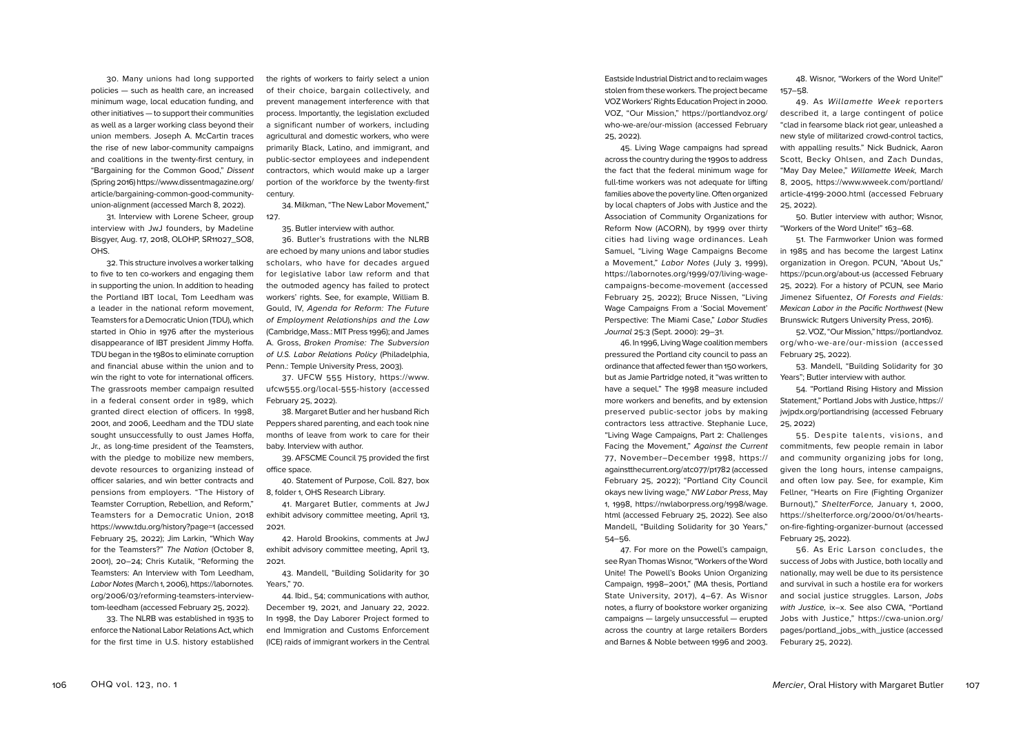30. Many unions had long supported policies — such as health care, an increased minimum wage, local education funding, and other initiatives — to support their communities as well as a larger working class beyond their union members. Joseph A. McCartin traces the rise of new labor-community campaigns and coalitions in the twenty-first century, in "Bargaining for the Common Good," *Dissent* (Spring 2016) https://www.dissentmagazine.org/article/bargaining-common-good-community-union-alignment (accessed March 8, 2022).

31. Interview with Lorene Scheer, group interview with JwJ founders, by Madeline Bisgyer, Aug. 17, 2018, OLOHP, SR11027_SO8, OHS.

32. This structure involves a worker talking to five to ten co-workers and engaging them in supporting the union. In addition to heading the Portland IBT local, Tom Leedham was a leader in the national reform movement, Teamsters for a Democratic Union (TDU), which started in Ohio in 1976 after the mysterious disappearance of IBT president Jimmy Hoffa. TDU began in the 1980s to eliminate corruption and financial abuse within the union and to win the right to vote for international officers. The grassroots member campaign resulted in a federal consent order in 1989, which granted direct election of officers. In 1998, 2001, and 2006, Leedham and the TDU slate sought unsuccessfully to oust James Hoffa, Jr., as long-time president of the Teamsters, with the pledge to mobilize new members, devote resources to organizing instead of officer salaries, and win better contracts and pensions from employers. "The History of Teamster Corruption, Rebellion, and Reform," Teamsters for a Democratic Union, 2018 https://www.tdu.org/history?page=1 (accessed February 25, 2022); Jim Larkin, "Which Way for the Teamsters?" *The Nation* (October 8, 2001), 20–24; Chris Kutalik, "Reforming the Teamsters: An Interview with Tom Leedham, *Labor Notes* (March 1, 2006), https://labornotes.org/2006/03/reforming-teamsters-interview-tom-leedham (accessed February 25, 2022).

33. The NLRB was established in 1935 to enforce the National Labor Relations Act, which for the first time in U.S. history established the rights of workers to fairly select a union of their choice, bargain collectively, and prevent management interference with that process. Importantly, the legislation excluded a significant number of workers, including agricultural and domestic workers, who were primarily Black, Latino, and immigrant, and public-sector employees and independent contractors, which would make up a larger portion of the workforce by the twenty-first century.

34. Milkman, "The New Labor Movement," 127.

35. Butler interview with author.

36. Butler's frustrations with the NLRB are echoed by many unions and labor studies scholars, who have for decades argued for legislative labor law reform and that the outmoded agency has failed to protect workers' rights. See, for example, William B. Gould, IV, *Agenda for Reform: The Future of Employment Relationships and the Law* (Cambridge, Mass.: MIT Press 1996); and James A. Gross, *Broken Promise: The Subversion of U.S. Labor Relations Policy* (Philadelphia, Penn.: Temple University Press, 2003).

37. UFCW 555 History, https://www.ufcw555.org/local-555-history (accessed February 25, 2022).

38. Margaret Butler and her husband Rich Peppers shared parenting, and each took nine months of leave from work to care for their baby. Interview with author.

39. AFSCME Council 75 provided the first office space.

40. Statement of Purpose, Coll. 827, box 8, folder 1, OHS Research Library.

41. Margaret Butler, comments at JwJ exhibit advisory committee meeting, April 13, 2021.

42. Harold Brookins, comments at JwJ exhibit advisory committee meeting, April 13, 2021.

43. Mandell, "Building Solidarity for 30 Years," 70.

44. Ibid., 54; communications with author, December 19, 2021, and January 22, 2022. In 1998, the Day Laborer Project formed to end Immigration and Customs Enforcement (ICE) raids of immigrant workers in the Central Eastside Industrial District and to reclaim wages stolen from these workers. The project became VOZ Workers' Rights Education Project in 2000. VOZ, "Our Mission," https://portlandvoz.org/who-we-are/our-mission (accessed February 25, 2022).

45. Living Wage campaigns had spread across the country during the 1990s to address the fact that the federal minimum wage for full-time workers was not adequate for lifting families above the poverty line. Often organized by local chapters of Jobs with Justice and the Association of Community Organizations for Reform Now (ACORN), by 1999 over thirty cities had living wage ordinances. Leah Samuel, "Living Wage Campaigns Become a Movement," *Labor Notes* (July 3, 1999), https://labornotes.org/1999/07/living-wage-campaigns-become-movement (accessed February 25, 2022); Bruce Nissen, "Living Wage Campaigns From a 'Social Movement' Perspective: The Miami Case," *Labor Studies Journal* 25:3 (Sept. 2000): 29–31.

46. In 1996, Living Wage coalition members pressured the Portland city council to pass an ordinance that affected fewer than 150 workers, but as Jamie Partridge noted, it "was written to have a sequel." The 1998 measure included more workers and benefits, and by extension preserved public-sector jobs by making contractors less attractive. Stephanie Luce, "Living Wage Campaigns, Part 2: Challenges Facing the Movement," *Against the Current* 77, November–December 1998, https://againstthecurrent.org/atc077/p1782 (accessed February 25, 2022); "Portland City Council okays new living wage," *NW Labor Press*, May 1, 1998, https://nwlaborpress.org/1998/wage.html (accessed February 25, 2022). See also Mandell, "Building Solidarity for 30 Years," 54–56.

47. For more on the Powell's campaign, see Ryan Thomas Wisnor, "Workers of the Word Unite! The Powell's Books Union Organizing Campaign, 1998–2001," (MA thesis, Portland State University, 2017), 4–67. As Wisnor notes, a flurry of bookstore worker organizing campaigns — largely unsuccessful — erupted across the country at large retailers Borders and Barnes & Noble between 1996 and 2003.

48. Wisnor, "Workers of the Word Unite!" 157–58.

49. As *Willamette Week* reporters described it, a large contingent of police "clad in fearsome black riot gear, unleashed a new style of militarized crowd-control tactics, with appalling results." Nick Budnick, Aaron Scott, Becky Ohlsen, and Zach Dundas, "May Day Melee," *Willamette Week*, March 8, 2005, https://www.wweek.com/portland/article-4199-2000.html (accessed February 25, 2022).

50. Butler interview with author; Wisnor, "Workers of the Word Unite!" 163–68.

51. The Farmworker Union was formed in 1985 and has become the largest Latinx organization in Oregon. PCUN, "About Us," https://pcun.org/about-us (accessed February 25, 2022). For a history of PCUN, see Mario Jimenez Sifuentez, *Of Forests and Fields: Mexican Labor in the Pacific Northwest* (New Brunswick: Rutgers University Press, 2016).

52. VOZ, "Our Mission," https://portlandvoz.org/who-we-are/our-mission (accessed February 25, 2022).

53. Mandell, "Building Solidarity for 30 Years"; Butler interview with author.

54. "Portland Rising History and Mission Statement," Portland Jobs with Justice, https://jwjpdx.org/portlandrising (accessed February 25, 2022)

55. Despite talents, visions, and commitments, few people remain in labor and community organizing jobs for long, given the long hours, intense campaigns, and often low pay. See, for example, Kim Fellner, "Hearts on Fire (Fighting Organizer Burnout)," *ShelterForce*, January 1, 2000, https://shelterforce.org/2000/01/01/hearts-on-fire-fighting-organizer-burnout (accessed February 25, 2022).

56. As Eric Larson concludes, the success of Jobs with Justice, both locally and nationally, may well be due to its persistence and survival in such a hostile era for workers and social justice struggles. Larson, *Jobs with Justice*, ix–x. See also CWA, "Portland Jobs with Justice," https://cwa-union.org/pages/portland_jobs_with_justice (accessed Feburary 25, 2022).